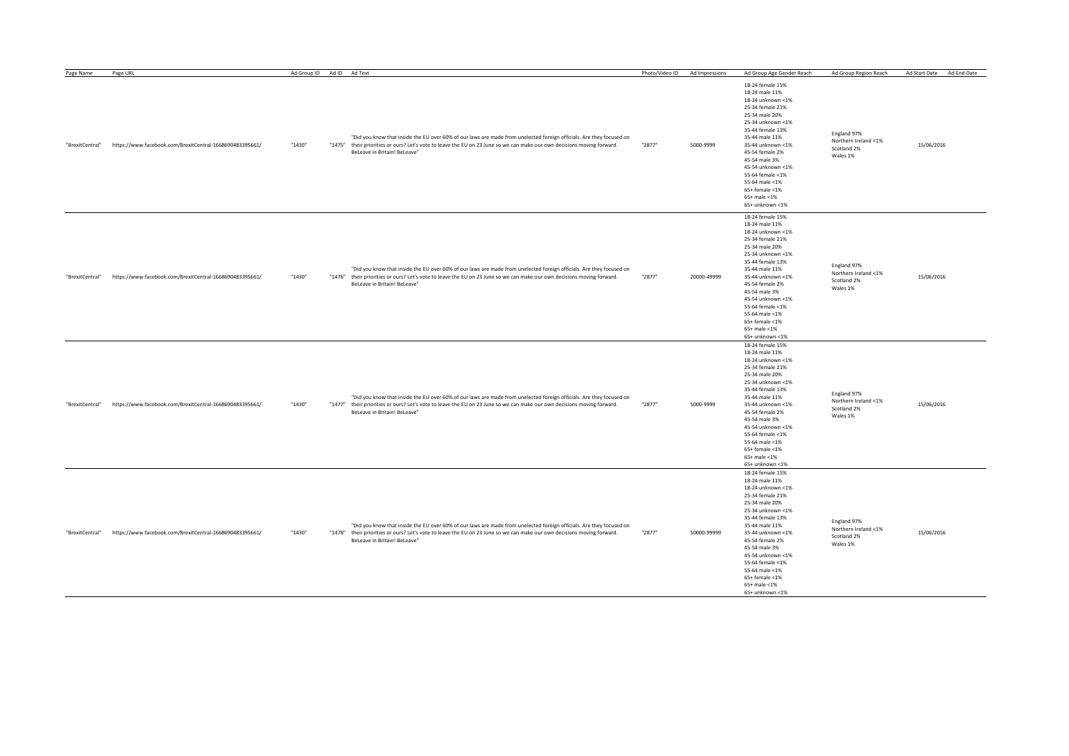| Page Name | Page URL | Ad Group ID | Ad ID | Ad Text | Photo/Video ID | Ad Impressions | Ad Group Age Gender Reach | Ad Group Region Reach | Ad Start Date | Ad End Date |
|---|---|---|---|---|---|---|---|---|---|---|
| "BrexitCentral" | https://www.facebook.com/BrexitCentral-1668690483395661/ | "1430" | "1475" | "Did you know that inside the EU over 60% of our laws are made from unelected foreign officials. Are they focused on their priorities or ours? Let's vote to leave the EU on 23 June so we can make our own decisions moving forward. BeLeave in Britain! BeLeave" | "2877" | 5000-9999 | 18-24 female 15%<br>18-24 male 11%<br>18-24 unknown <1%<br>25-34 female 21%<br>25-34 male 20%<br>25-34 unknown <1%<br>35-44 female 13%<br>35-44 male 11%<br>35-44 unknown <1%<br>45-54 female 2%<br>45-54 male 3%<br>45-54 unknown <1%<br>55-64 female <1%<br>55-64 male <1%<br>65+ female <1%<br>65+ male <1%<br>65+ unknown <1% | England 97%<br>Northern Ireland <1%<br>Scotland 2%<br>Wales 1% | 15/06/2016 | |
| "BrexitCentral" | https://www.facebook.com/BrexitCentral-1668690483395661/ | "1430" | "1476" | "Did you know that inside the EU over 60% of our laws are made from unelected foreign officials. Are they focused on their priorities or ours? Let's vote to leave the EU on 23 June so we can make our own decisions moving forward. BeLeave in Britain! BeLeave" | "2877" | 20000-49999 | 18-24 female 15%<br>18-24 male 11%<br>18-24 unknown <1%<br>25-34 female 21%<br>25-34 male 20%<br>25-34 unknown <1%<br>35-44 female 13%<br>35-44 male 11%<br>35-44 unknown <1%<br>45-54 female 2%<br>45-54 male 3%<br>45-54 unknown <1%<br>55-64 female <1%<br>55-64 male <1%<br>65+ female <1%<br>65+ male <1%<br>65+ unknown <1% | England 97%<br>Northern Ireland <1%<br>Scotland 2%<br>Wales 1% | 15/06/2016 | |
| "BrexitCentral" | https://www.facebook.com/BrexitCentral-1668690483395661/ | "1430" | "1477" | "Did you know that inside the EU over 60% of our laws are made from unelected foreign officials. Are they focused on their priorities or ours? Let's vote to leave the EU on 23 June so we can make our own decisions moving forward. BeLeave in Britain! BeLeave" | "2877" | 5000-9999 | 18-24 female 15%<br>18-24 male 11%<br>18-24 unknown <1%<br>25-34 female 21%<br>25-34 male 20%<br>25-34 unknown <1%<br>35-44 female 13%<br>35-44 male 11%<br>35-44 unknown <1%<br>45-54 female 2%<br>45-54 male 3%<br>45-54 unknown <1%<br>55-64 female <1%<br>55-64 male <1%<br>65+ female <1%<br>65+ male <1%<br>65+ unknown <1% | England 97%<br>Northern Ireland <1%<br>Scotland 2%<br>Wales 1% | 15/06/2016 | |
| "BrexitCentral" | https://www.facebook.com/BrexitCentral-1668690483395661/ | "1430" | "1478" | "Did you know that inside the EU over 60% of our laws are made from unelected foreign officials. Are they focused on their priorities or ours? Let's vote to leave the EU on 23 June so we can make our own decisions moving forward. BeLeave in Britain! BeLeave" | "2877" | 50000-99999 | 18-24 female 15%<br>18-24 male 11%<br>18-24 unknown <1%<br>25-34 female 21%<br>25-34 male 20%<br>25-34 unknown <1%<br>35-44 female 13%<br>35-44 male 11%<br>35-44 unknown <1%<br>45-54 female 2%<br>45-54 male 3%<br>45-54 unknown <1%<br>55-64 female <1%<br>55-64 male <1%<br>65+ female <1%<br>65+ male <1%<br>65+ unknown <1% | England 97%<br>Northern Ireland <1%<br>Scotland 2%<br>Wales 1% | 15/06/2016 | |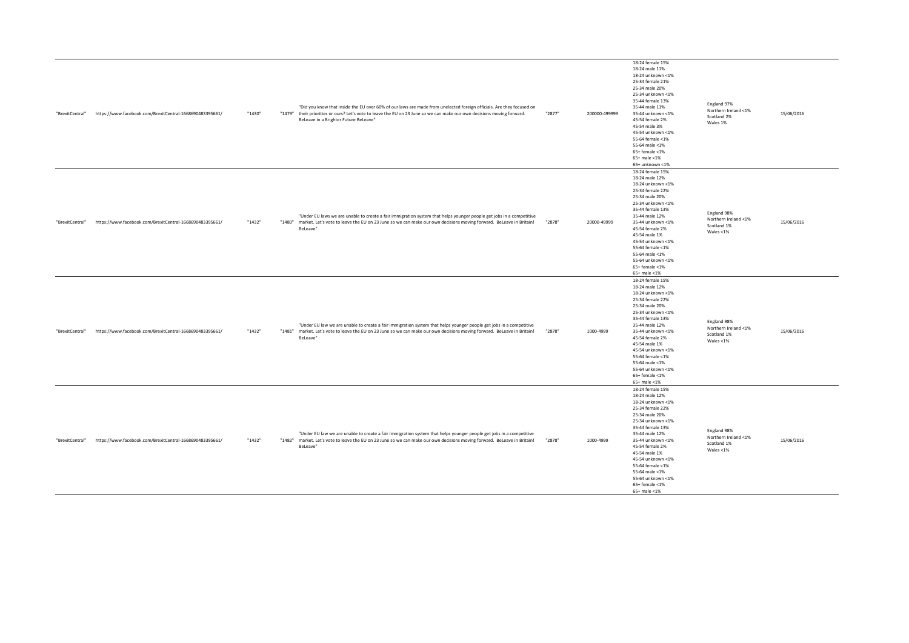| | | | | | | | | | |
|---|---|---|---|---|---|---|---|---|---|
| "BrexitCentral" | https://www.facebook.com/BrexitCentral-1668690483395661/ | "1430" | "1479" | "Did you know that inside the EU over 60% of our laws are made from unelected foreign officials. Are they focused on their priorities or ours? Let's vote to leave the EU on 23 June so we can make our own decisions moving forward. BeLeave in a Brighter Future BeLeave" | "2877" | 200000-499999 | 18-24 female 15%<br>18-24 male 11%<br>18-24 unknown <1%<br>25-34 female 21%<br>25-34 male 20%<br>25-34 unknown <1%<br>35-44 female 13%<br>35-44 male 11%<br>35-44 unknown <1%<br>45-54 female 2%<br>45-54 male 3%<br>45-54 unknown <1%<br>55-64 female <1%<br>55-64 male <1%<br>65+ female <1%<br>65+ male <1%<br>65+ unknown <1% | England 97%<br>Northern Ireland <1%<br>Scotland 2%<br>Wales 1% | 15/06/2016 |
| "BrexitCentral" | https://www.facebook.com/BrexitCentral-1668690483395661/ | "1432" | "1480" | "Under EU laws we are unable to create a fair immigration system that helps younger people get jobs in a competitive market. Let's vote to leave the EU on 23 June so we can make our own decisions moving forward. BeLeave in Britain! BeLeave" | "2878" | 20000-49999 | 18-24 female 15%<br>18-24 male 12%<br>18-24 unknown <1%<br>25-34 female 22%<br>25-34 male 20%<br>25-34 unknown <1%<br>35-44 female 13%<br>35-44 male 12%<br>35-44 unknown <1%<br>45-54 female 2%<br>45-54 male 1%<br>45-54 unknown <1%<br>55-64 female <1%<br>55-64 male <1%<br>55-64 unknown <1%<br>65+ female <1%<br>65+ male <1% | England 98%<br>Northern Ireland <1%<br>Scotland 1%<br>Wales <1% | 15/06/2016 |
| "BrexitCentral" | https://www.facebook.com/BrexitCentral-1668690483395661/ | "1432" | "1481" | "Under EU law we are unable to create a fair immigration system that helps younger people get jobs in a competitive market. Let's vote to leave the EU on 23 June so we can make our own decisions moving forward. BeLeave in Britain! BeLeave" | "2878" | 1000-4999 | 18-24 female 15%<br>18-24 male 12%<br>18-24 unknown <1%<br>25-34 female 22%<br>25-34 male 20%<br>25-34 unknown <1%<br>35-44 female 13%<br>35-44 male 12%<br>35-44 unknown <1%<br>45-54 female 2%<br>45-54 male 1%<br>45-54 unknown <1%<br>55-64 female <1%<br>55-64 male <1%<br>55-64 unknown <1%<br>65+ female <1%<br>65+ male <1% | England 98%<br>Northern Ireland <1%<br>Scotland 1%<br>Wales <1% | 15/06/2016 |
| "BrexitCentral" | https://www.facebook.com/BrexitCentral-1668690483395661/ | "1432" | "1482" | "Under EU law we are unable to create a fair immigration system that helps younger people get jobs in a competitive market. Let's vote to leave the EU on 23 June so we can make our own decisions moving forward. BeLeave in Britain! BeLeave" | "2878" | 1000-4999 | 18-24 female 15%<br>18-24 male 12%<br>18-24 unknown <1%<br>25-34 female 22%<br>25-34 male 20%<br>25-34 unknown <1%<br>35-44 female 13%<br>35-44 male 12%<br>35-44 unknown <1%<br>45-54 female 2%<br>45-54 male 1%<br>45-54 unknown <1%<br>55-64 female <1%<br>55-64 male <1%<br>55-64 unknown <1%<br>65+ female <1%<br>65+ male <1% | England 98%<br>Northern Ireland <1%<br>Scotland 1%<br>Wales <1% | 15/06/2016 |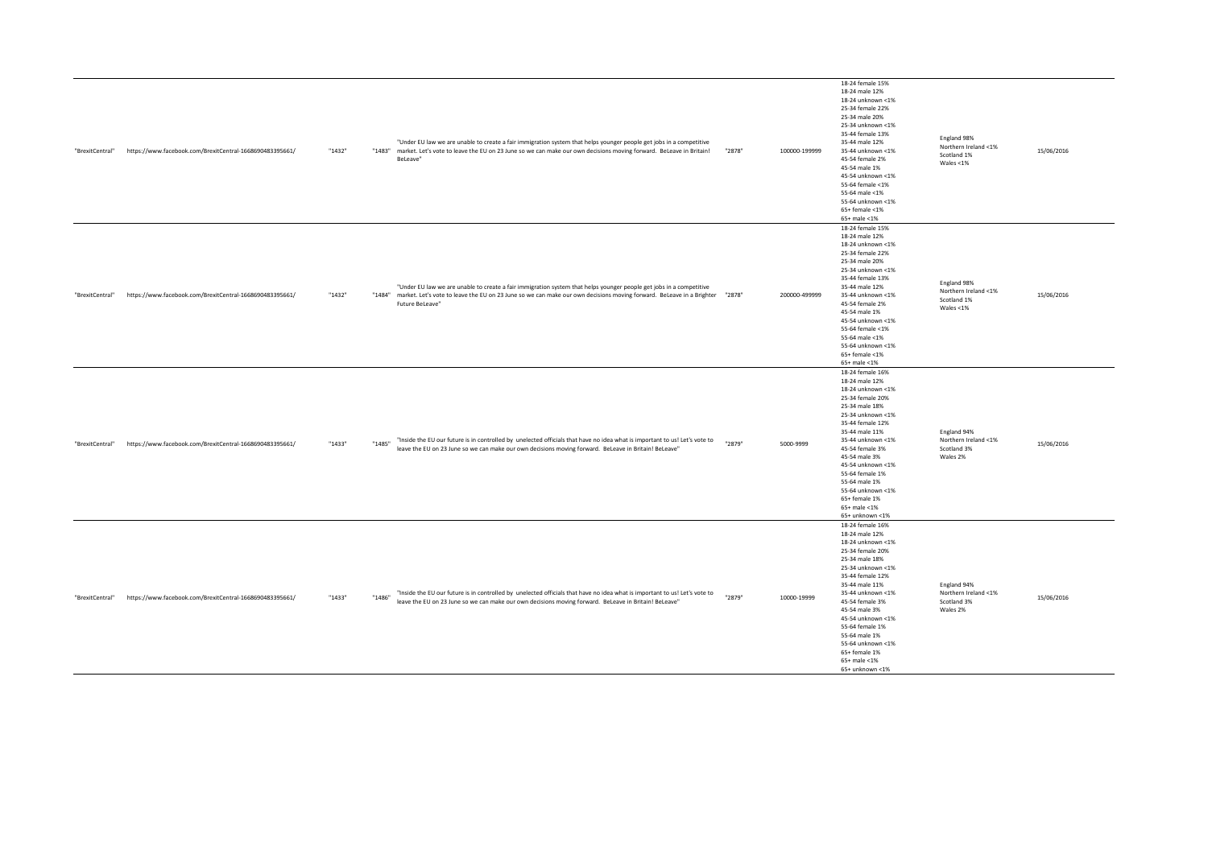| | | | | | | | | | |
|---|---|---|---|---|---|---|---|---|---|
| "BrexitCentral" | https://www.facebook.com/BrexitCentral-1668690483395661/ | "1432" | "1483" | "Under EU law we are unable to create a fair immigration system that helps younger people get jobs in a competitive market. Let's vote to leave the EU on 23 June so we can make our own decisions moving forward. BeLeave in Britain! BeLeave" | "2878" | 100000-199999 | 18-24 female 15%<br>18-24 male 12%<br>18-24 unknown <1%<br>25-34 female 22%<br>25-34 male 20%<br>25-34 unknown <1%<br>35-44 female 13%<br>35-44 male 12%<br>35-44 unknown <1%<br>45-54 female 2%<br>45-54 male 1%<br>45-54 unknown <1%<br>55-64 female <1%<br>55-64 male <1%<br>55-64 unknown <1%<br>65+ female <1%<br>65+ male <1% | England 98%<br>Northern Ireland <1%<br>Scotland 1%<br>Wales <1% | 15/06/2016 |
| "BrexitCentral" | https://www.facebook.com/BrexitCentral-1668690483395661/ | "1432" | "1484" | "Under EU law we are unable to create a fair immigration system that helps younger people get jobs in a competitive market. Let's vote to leave the EU on 23 June so we can make our own decisions moving forward. BeLeave in a Brighter Future BeLeave" | "2878" | 200000-499999 | 18-24 female 15%<br>18-24 male 12%<br>18-24 unknown <1%<br>25-34 female 22%<br>25-34 male 20%<br>25-34 unknown <1%<br>35-44 female 13%<br>35-44 male 12%<br>35-44 unknown <1%<br>45-54 female 2%<br>45-54 male 1%<br>45-54 unknown <1%<br>55-64 female <1%<br>55-64 male <1%<br>55-64 unknown <1%<br>65+ female <1%<br>65+ male <1% | England 98%<br>Northern Ireland <1%<br>Scotland 1%<br>Wales <1% | 15/06/2016 |
| "BrexitCentral" | https://www.facebook.com/BrexitCentral-1668690483395661/ | "1433" | "1485" | "Inside the EU our future is in controlled by unelected officials that have no idea what is important to us! Let's vote to leave the EU on 23 June so we can make our own decisions moving forward. BeLeave in Britain! BeLeave" | "2879" | 5000-9999 | 18-24 female 16%<br>18-24 male 12%<br>18-24 unknown <1%<br>25-34 female 20%<br>25-34 male 18%<br>25-34 unknown <1%<br>35-44 female 12%<br>35-44 male 11%<br>35-44 unknown <1%<br>45-54 female 3%<br>45-54 male 3%<br>45-54 unknown <1%<br>55-64 female 1%<br>55-64 male 1%<br>55-64 unknown <1%<br>65+ female 1%<br>65+ male <1%<br>65+ unknown <1% | England 94%<br>Northern Ireland <1%<br>Scotland 3%<br>Wales 2% | 15/06/2016 |
| "BrexitCentral" | https://www.facebook.com/BrexitCentral-1668690483395661/ | "1433" | "1486" | "Inside the EU our future is in controlled by unelected officials that have no idea what is important to us! Let's vote to leave the EU on 23 June so we can make our own decisions moving forward. BeLeave in Britain! BeLeave" | "2879" | 10000-19999 | 18-24 female 16%<br>18-24 male 12%<br>18-24 unknown <1%<br>25-34 female 20%<br>25-34 male 18%<br>25-34 unknown <1%<br>35-44 female 12%<br>35-44 male 11%<br>35-44 unknown <1%<br>45-54 female 3%<br>45-54 male 3%<br>45-54 unknown <1%<br>55-64 female 1%<br>55-64 male 1%<br>55-64 unknown <1%<br>65+ female 1%<br>65+ male <1%<br>65+ unknown <1% | England 94%<br>Northern Ireland <1%<br>Scotland 3%<br>Wales 2% | 15/06/2016 |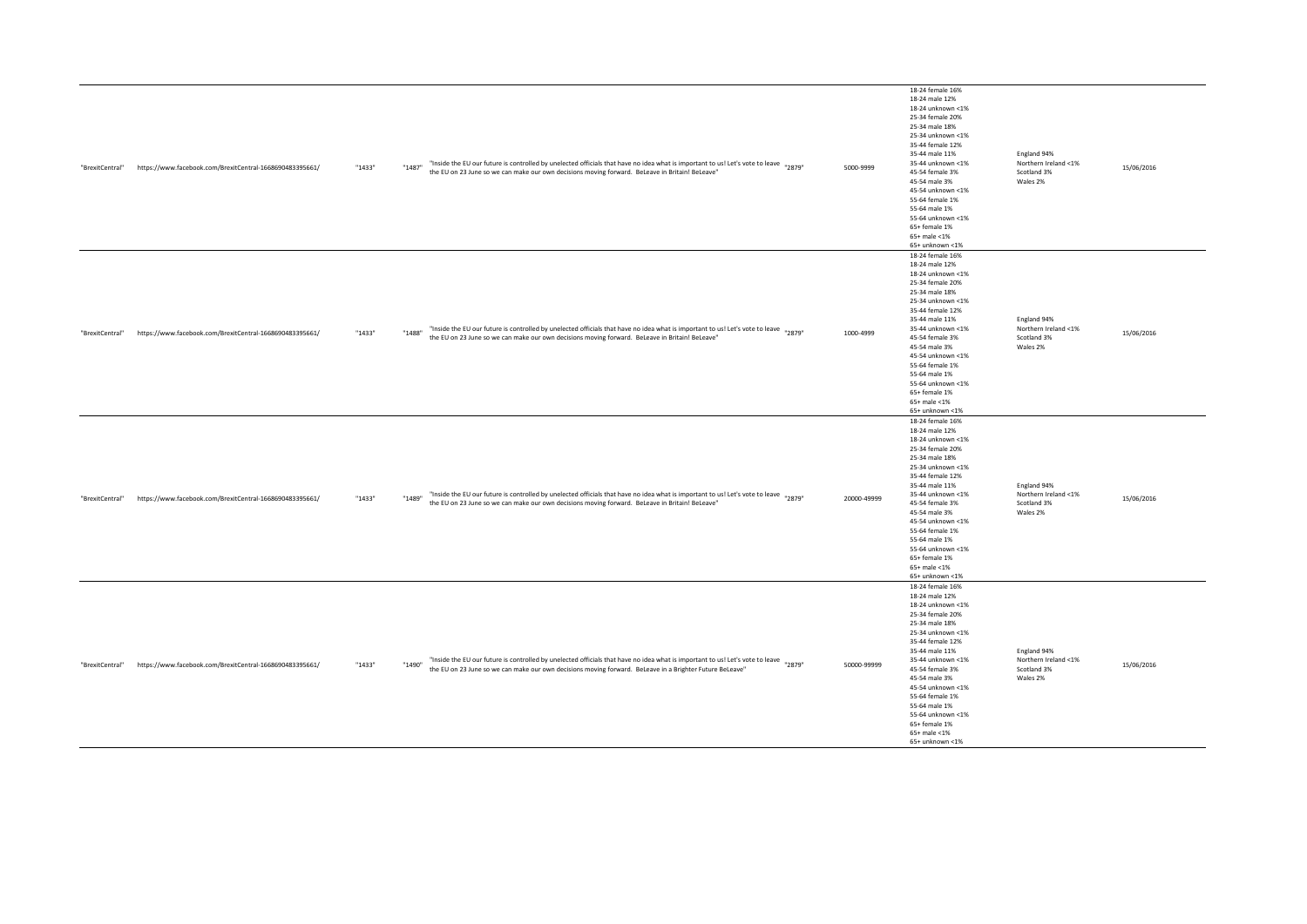| | | | | | | | | | |
|---|---|---|---|---|---|---|---|---|---|
| "BrexitCentral" | https://www.facebook.com/BrexitCentral-1668690483395661/ | "1433" | "1487" | "Inside the EU our future is controlled by unelected officials that have no idea what is important to us! Let's vote to leave the EU on 23 June so we can make our own decisions moving forward. BeLeave in Britain! BeLeave" | "2879" | 5000-9999 | 18-24 female 16%<br>18-24 male 12%<br>18-24 unknown <1%<br>25-34 female 20%<br>25-34 male 18%<br>25-34 unknown <1%<br>35-44 female 12%<br>35-44 male 11%<br>35-44 unknown <1%<br>45-54 female 3%<br>45-54 male 3%<br>45-54 unknown <1%<br>55-64 female 1%<br>55-64 male 1%<br>55-64 unknown <1%<br>65+ female 1%<br>65+ male <1%<br>65+ unknown <1% | England 94%<br>Northern Ireland <1%<br>Scotland 3%<br>Wales 2% | 15/06/2016 |
| "BrexitCentral" | https://www.facebook.com/BrexitCentral-1668690483395661/ | "1433" | "1488" | "Inside the EU our future is controlled by unelected officials that have no idea what is important to us! Let's vote to leave the EU on 23 June so we can make our own decisions moving forward. BeLeave in Britain! BeLeave" | "2879" | 1000-4999 | 18-24 female 16%<br>18-24 male 12%<br>18-24 unknown <1%<br>25-34 female 20%<br>25-34 male 18%<br>25-34 unknown <1%<br>35-44 female 12%<br>35-44 male 11%<br>35-44 unknown <1%<br>45-54 female 3%<br>45-54 male 3%<br>45-54 unknown <1%<br>55-64 female 1%<br>55-64 male 1%<br>55-64 unknown <1%<br>65+ female 1%<br>65+ male <1%<br>65+ unknown <1% | England 94%<br>Northern Ireland <1%<br>Scotland 3%<br>Wales 2% | 15/06/2016 |
| "BrexitCentral" | https://www.facebook.com/BrexitCentral-1668690483395661/ | "1433" | "1489" | "Inside the EU our future is controlled by unelected officials that have no idea what is important to us! Let's vote to leave the EU on 23 June so we can make our own decisions moving forward. BeLeave in Britain! BeLeave" | "2879" | 20000-49999 | 18-24 female 16%<br>18-24 male 12%<br>18-24 unknown <1%<br>25-34 female 20%<br>25-34 male 18%<br>25-34 unknown <1%<br>35-44 female 12%<br>35-44 male 11%<br>35-44 unknown <1%<br>45-54 female 3%<br>45-54 male 3%<br>45-54 unknown <1%<br>55-64 female 1%<br>55-64 male 1%<br>55-64 unknown <1%<br>65+ female 1%<br>65+ male <1%<br>65+ unknown <1% | England 94%<br>Northern Ireland <1%<br>Scotland 3%<br>Wales 2% | 15/06/2016 |
| "BrexitCentral" | https://www.facebook.com/BrexitCentral-1668690483395661/ | "1433" | "1490" | "Inside the EU our future is controlled by unelected officials that have no idea what is important to us! Let's vote to leave the EU on 23 June so we can make our own decisions moving forward. BeLeave in a Brighter Future BeLeave" | "2879" | 50000-99999 | 18-24 female 16%<br>18-24 male 12%<br>18-24 unknown <1%<br>25-34 female 20%<br>25-34 male 18%<br>25-34 unknown <1%<br>35-44 female 12%<br>35-44 male 11%<br>35-44 unknown <1%<br>45-54 female 3%<br>45-54 male 3%<br>45-54 unknown <1%<br>55-64 female 1%<br>55-64 male 1%<br>55-64 unknown <1%<br>65+ female 1%<br>65+ male <1%<br>65+ unknown <1% | England 94%<br>Northern Ireland <1%<br>Scotland 3%<br>Wales 2% | 15/06/2016 |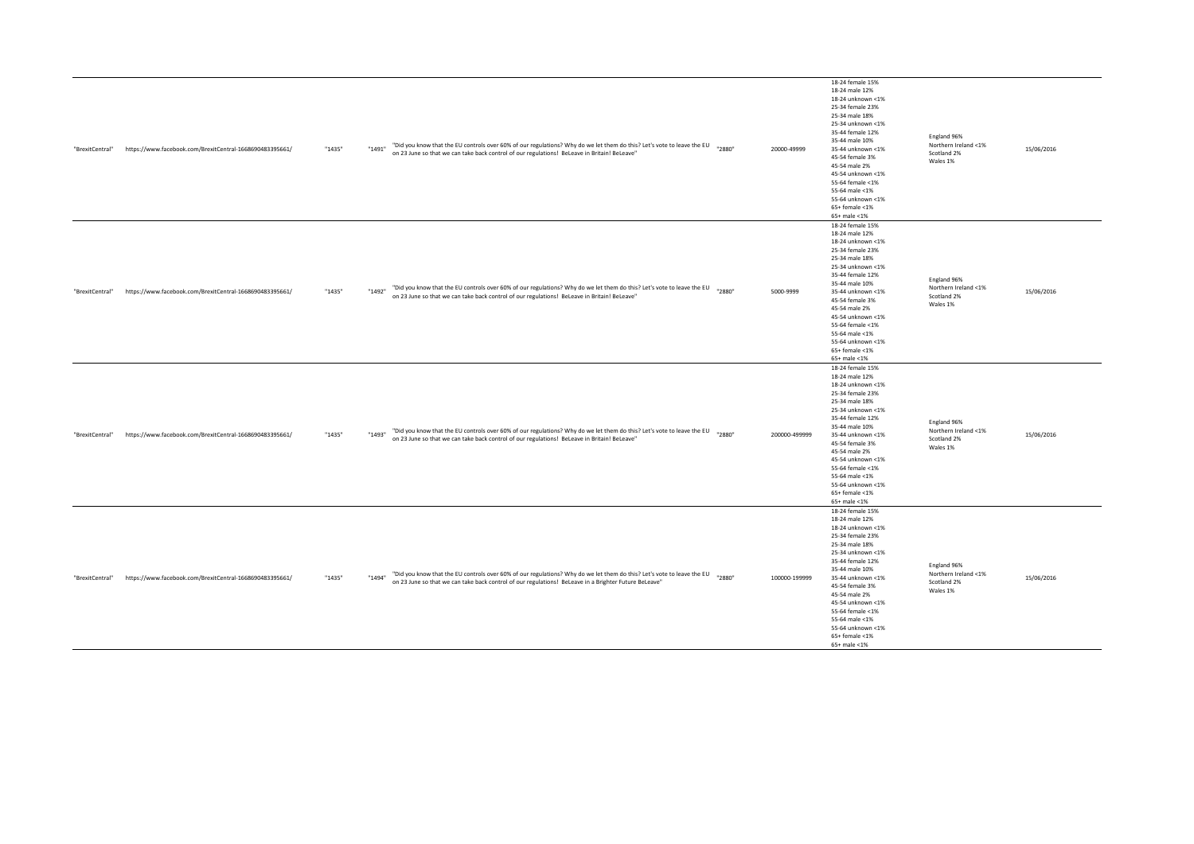| | | | | | | | | | |
|---|---|---|---|---|---|---|---|---|---|
| "BrexitCentral" | https://www.facebook.com/BrexitCentral-1668690483395661/ | "1435" | "1491" | "Did you know that the EU controls over 60% of our regulations? Why do we let them do this? Let's vote to leave the EU on 23 June so that we can take back control of our regulations! BeLeave in Britain! BeLeave" | "2880" | 20000-49999 | 18-24 female 15%<br>18-24 male 12%<br>18-24 unknown <1%<br>25-34 female 23%<br>25-34 male 18%<br>25-34 unknown <1%<br>35-44 female 12%<br>35-44 male 10%<br>35-44 unknown <1%<br>45-54 female 3%<br>45-54 male 2%<br>45-54 unknown <1%<br>55-64 female <1%<br>55-64 male <1%<br>55-64 unknown <1%<br>65+ female <1%<br>65+ male <1% | England 96%<br>Northern Ireland <1%<br>Scotland 2%<br>Wales 1% | 15/06/2016 |
| "BrexitCentral" | https://www.facebook.com/BrexitCentral-1668690483395661/ | "1435" | "1492" | "Did you know that the EU controls over 60% of our regulations? Why do we let them do this? Let's vote to leave the EU on 23 June so that we can take back control of our regulations! BeLeave in Britain! BeLeave" | "2880" | 5000-9999 | 18-24 female 15%<br>18-24 male 12%<br>18-24 unknown <1%<br>25-34 female 23%<br>25-34 male 18%<br>25-34 unknown <1%<br>35-44 female 12%<br>35-44 male 10%<br>35-44 unknown <1%<br>45-54 female 3%<br>45-54 male 2%<br>45-54 unknown <1%<br>55-64 female <1%<br>55-64 male <1%<br>55-64 unknown <1%<br>65+ female <1%<br>65+ male <1% | England 96%<br>Northern Ireland <1%<br>Scotland 2%<br>Wales 1% | 15/06/2016 |
| "BrexitCentral" | https://www.facebook.com/BrexitCentral-1668690483395661/ | "1435" | "1493" | "Did you know that the EU controls over 60% of our regulations? Why do we let them do this? Let's vote to leave the EU on 23 June so that we can take back control of our regulations! BeLeave in Britain! BeLeave" | "2880" | 200000-499999 | 18-24 female 15%<br>18-24 male 12%<br>18-24 unknown <1%<br>25-34 female 23%<br>25-34 male 18%<br>25-34 unknown <1%<br>35-44 female 12%<br>35-44 male 10%<br>35-44 unknown <1%<br>45-54 female 3%<br>45-54 male 2%<br>45-54 unknown <1%<br>55-64 female <1%<br>55-64 male <1%<br>55-64 unknown <1%<br>65+ female <1%<br>65+ male <1% | England 96%<br>Northern Ireland <1%<br>Scotland 2%<br>Wales 1% | 15/06/2016 |
| "BrexitCentral" | https://www.facebook.com/BrexitCentral-1668690483395661/ | "1435" | "1494" | "Did you know that the EU controls over 60% of our regulations? Why do we let them do this? Let's vote to leave the EU on 23 June so that we can take back control of our regulations! BeLeave in a Brighter Future BeLeave" | "2880" | 100000-199999 | 18-24 female 15%<br>18-24 male 12%<br>18-24 unknown <1%<br>25-34 female 23%<br>25-34 male 18%<br>25-34 unknown <1%<br>35-44 female 12%<br>35-44 male 10%<br>35-44 unknown <1%<br>45-54 female 3%<br>45-54 male 2%<br>45-54 unknown <1%<br>55-64 female <1%<br>55-64 male <1%<br>55-64 unknown <1%<br>65+ female <1%<br>65+ male <1% | England 96%<br>Northern Ireland <1%<br>Scotland 2%<br>Wales 1% | 15/06/2016 |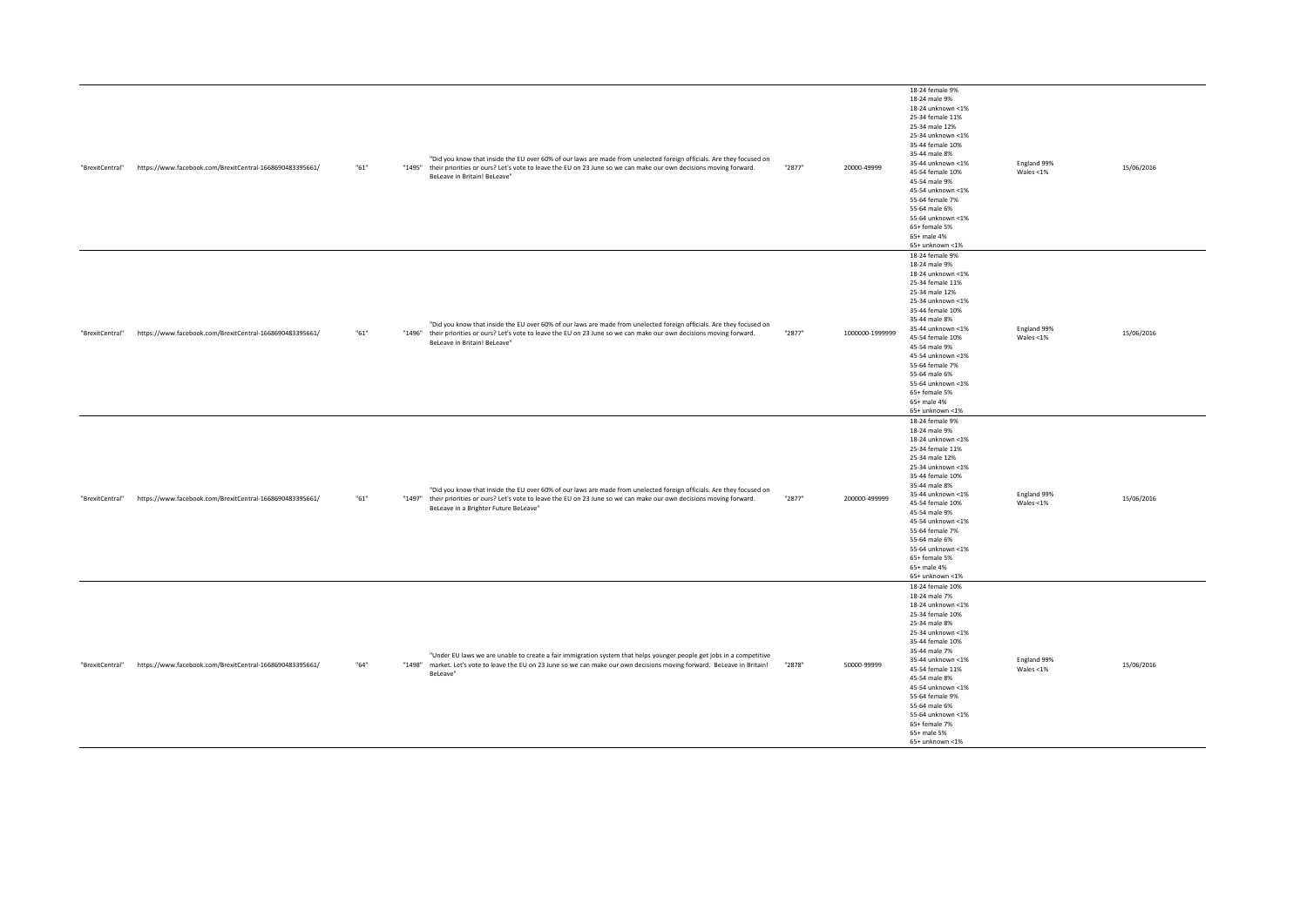| | | | | | | | | | |
|---|---|---|---|---|---|---|---|---|---|
| "BrexitCentral" | https://www.facebook.com/BrexitCentral-1668690483395661/ | "61" | "1495" | "Did you know that inside the EU over 60% of our laws are made from unelected foreign officials. Are they focused on their priorities or ours? Let's vote to leave the EU on 23 June so we can make our own decisions moving forward. BeLeave in Britain! BeLeave" | "2877" | 20000-49999 | 18-24 female 9%<br>18-24 male 9%<br>18-24 unknown <1%<br>25-34 female 11%<br>25-34 male 12%<br>25-34 unknown <1%<br>35-44 female 10%<br>35-44 male 8%<br>35-44 unknown <1%<br>45-54 female 10%<br>45-54 male 9%<br>45-54 unknown <1%<br>55-64 female 7%<br>55-64 male 6%<br>55-64 unknown <1%<br>65+ female 5%<br>65+ male 4%<br>65+ unknown <1% | England 99%<br>Wales <1% | 15/06/2016 |
| "BrexitCentral" | https://www.facebook.com/BrexitCentral-1668690483395661/ | "61" | "1496" | "Did you know that inside the EU over 60% of our laws are made from unelected foreign officials. Are they focused on their priorities or ours? Let's vote to leave the EU on 23 June so we can make our own decisions moving forward. BeLeave in Britain! BeLeave" | "2877" | 1000000-1999999 | 18-24 female 9%<br>18-24 male 9%<br>18-24 unknown <1%<br>25-34 female 11%<br>25-34 male 12%<br>25-34 unknown <1%<br>35-44 female 10%<br>35-44 male 8%<br>35-44 unknown <1%<br>45-54 female 10%<br>45-54 male 9%<br>45-54 unknown <1%<br>55-64 female 7%<br>55-64 male 6%<br>55-64 unknown <1%<br>65+ female 5%<br>65+ male 4%<br>65+ unknown <1% | England 99%<br>Wales <1% | 15/06/2016 |
| "BrexitCentral" | https://www.facebook.com/BrexitCentral-1668690483395661/ | "61" | "1497" | "Did you know that inside the EU over 60% of our laws are made from unelected foreign officials. Are they focused on their priorities or ours? Let's vote to leave the EU on 23 June so we can make our own decisions moving forward. BeLeave in a Brighter Future BeLeave" | "2877" | 200000-499999 | 18-24 female 9%<br>18-24 male 9%<br>18-24 unknown <1%<br>25-34 female 11%<br>25-34 male 12%<br>25-34 unknown <1%<br>35-44 female 10%<br>35-44 male 8%<br>35-44 unknown <1%<br>45-54 female 10%<br>45-54 male 9%<br>45-54 unknown <1%<br>55-64 female 7%<br>55-64 male 6%<br>55-64 unknown <1%<br>65+ female 5%<br>65+ male 4%<br>65+ unknown <1% | England 99%<br>Wales <1% | 15/06/2016 |
| "BrexitCentral" | https://www.facebook.com/BrexitCentral-1668690483395661/ | "64" | "1498" | "Under EU laws we are unable to create a fair immigration system that helps younger people get jobs in a competitive market. Let's vote to leave the EU on 23 June so we can make our own decisions moving forward. BeLeave in Britain! BeLeave" | "2878" | 50000-99999 | 18-24 female 10%<br>18-24 male 7%<br>18-24 unknown <1%<br>25-34 female 10%<br>25-34 male 8%<br>25-34 unknown <1%<br>35-44 female 10%<br>35-44 male 7%<br>35-44 unknown <1%<br>45-54 female 11%<br>45-54 male 8%<br>45-54 unknown <1%<br>55-64 female 9%<br>55-64 male 6%<br>55-64 unknown <1%<br>65+ female 7%<br>65+ male 5%<br>65+ unknown <1% | England 99%<br>Wales <1% | 15/06/2016 |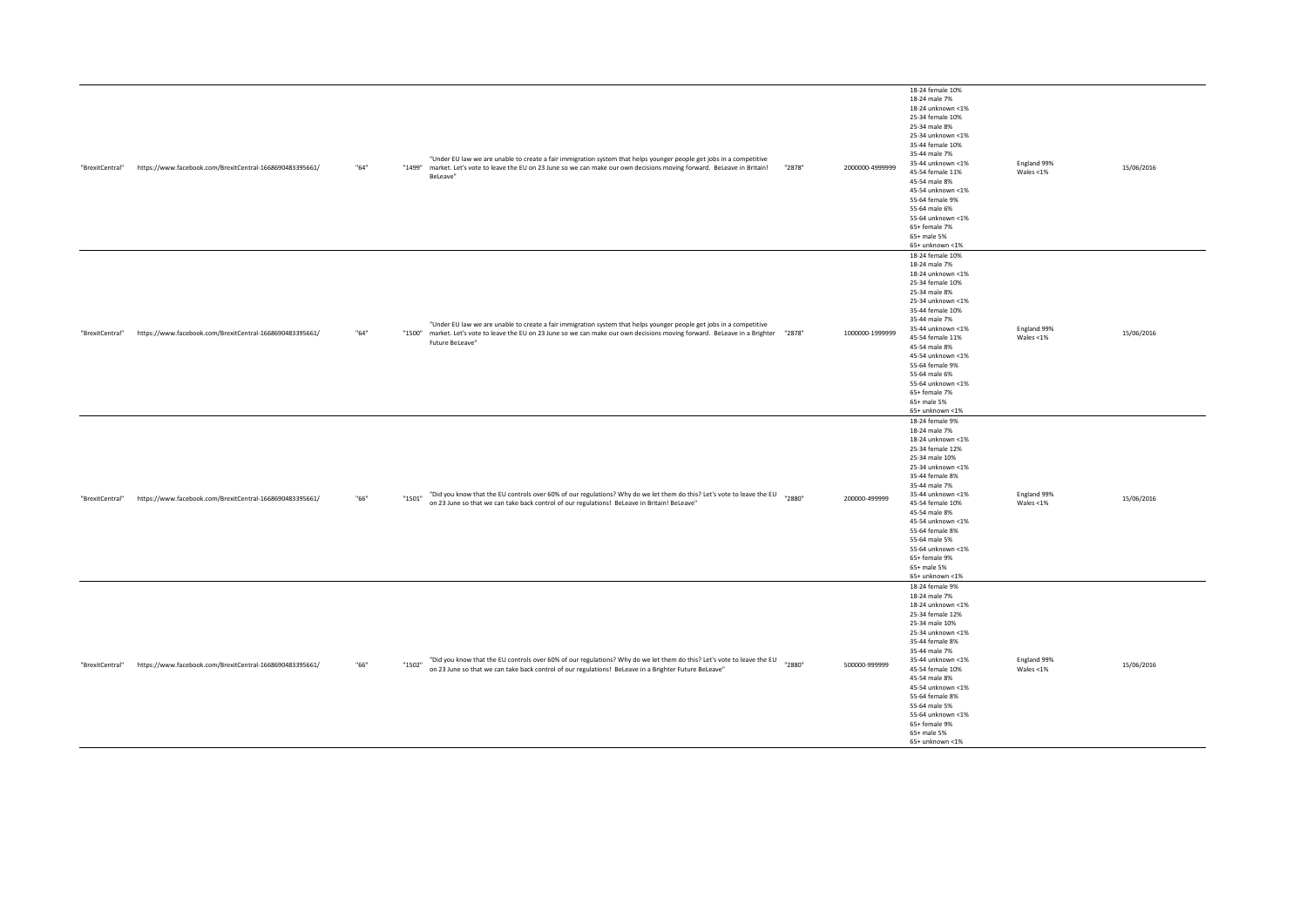| | | | | | | | | | |
|---|---|---|---|---|---|---|---|---|---|
| "BrexitCentral" | https://www.facebook.com/BrexitCentral-1668690483395661/ | "64" | "1499" | "Under EU law we are unable to create a fair immigration system that helps younger people get jobs in a competitive market. Let's vote to leave the EU on 23 June so we can make our own decisions moving forward. BeLeave in Britain! BeLeave" | "2878" | 2000000-4999999 | 18-24 female 10%<br>18-24 male 7%<br>18-24 unknown <1%<br>25-34 female 10%<br>25-34 male 8%<br>25-34 unknown <1%<br>35-44 female 10%<br>35-44 male 7%<br>35-44 unknown <1%<br>45-54 female 11%<br>45-54 male 8%<br>45-54 unknown <1%<br>55-64 female 9%<br>55-64 male 6%<br>55-64 unknown <1%<br>65+ female 7%<br>65+ male 5%<br>65+ unknown <1% | England 99%<br>Wales <1% | 15/06/2016 |
| "BrexitCentral" | https://www.facebook.com/BrexitCentral-1668690483395661/ | "64" | "1500" | "Under EU law we are unable to create a fair immigration system that helps younger people get jobs in a competitive market. Let's vote to leave the EU on 23 June so we can make our own decisions moving forward. BeLeave in a Brighter Future BeLeave" | "2878" | 1000000-1999999 | 18-24 female 10%<br>18-24 male 7%<br>18-24 unknown <1%<br>25-34 female 10%<br>25-34 male 8%<br>25-34 unknown <1%<br>35-44 female 10%<br>35-44 male 7%<br>35-44 unknown <1%<br>45-54 female 11%<br>45-54 male 8%<br>45-54 unknown <1%<br>55-64 female 9%<br>55-64 male 6%<br>55-64 unknown <1%<br>65+ female 7%<br>65+ male 5%<br>65+ unknown <1% | England 99%<br>Wales <1% | 15/06/2016 |
| "BrexitCentral" | https://www.facebook.com/BrexitCentral-1668690483395661/ | "66" | "1501" | "Did you know that the EU controls over 60% of our regulations? Why do we let them do this? Let's vote to leave the EU on 23 June so that we can take back control of our regulations! BeLeave in Britain! BeLeave" | "2880" | 200000-499999 | 18-24 female 9%<br>18-24 male 7%<br>18-24 unknown <1%<br>25-34 female 12%<br>25-34 male 10%<br>25-34 unknown <1%<br>35-44 female 8%<br>35-44 male 7%<br>35-44 unknown <1%<br>45-54 female 10%<br>45-54 male 8%<br>45-54 unknown <1%<br>55-64 female 8%<br>55-64 male 5%<br>55-64 unknown <1%<br>65+ female 9%<br>65+ male 5%<br>65+ unknown <1% | England 99%<br>Wales <1% | 15/06/2016 |
| "BrexitCentral" | https://www.facebook.com/BrexitCentral-1668690483395661/ | "66" | "1502" | "Did you know that the EU controls over 60% of our regulations? Why do we let them do this? Let's vote to leave the EU on 23 June so that we can take back control of our regulations! BeLeave in a Brighter Future BeLeave" | "2880" | 500000-999999 | 18-24 female 9%<br>18-24 male 7%<br>18-24 unknown <1%<br>25-34 female 12%<br>25-34 male 10%<br>25-34 unknown <1%<br>35-44 female 8%<br>35-44 male 7%<br>35-44 unknown <1%<br>45-54 female 10%<br>45-54 male 8%<br>45-54 unknown <1%<br>55-64 female 8%<br>55-64 male 5%<br>55-64 unknown <1%<br>65+ female 9%<br>65+ male 5%<br>65+ unknown <1% | England 99%<br>Wales <1% | 15/06/2016 |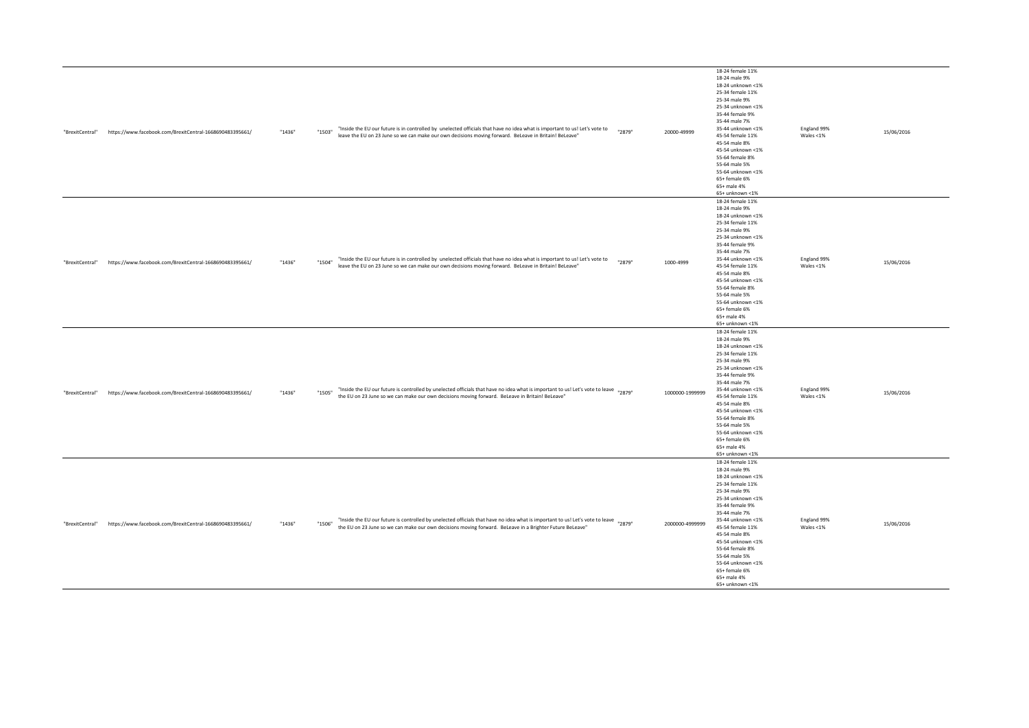| | | | | | | | | | |
|---|---|---|---|---|---|---|---|---|---|
| "BrexitCentral" | https://www.facebook.com/BrexitCentral-1668690483395661/ | "1436" | "1503" | "Inside the EU our future is in controlled by unelected officials that have no idea what is important to us! Let's vote to leave the EU on 23 June so we can make our own decisions moving forward. BeLeave in Britain! BeLeave" | "2879" | 20000-49999 | 18-24 female 11%<br>18-24 male 9%<br>18-24 unknown <1%<br>25-34 female 11%<br>25-34 male 9%<br>25-34 unknown <1%<br>35-44 female 9%<br>35-44 male 7%<br>35-44 unknown <1%<br>45-54 female 11%<br>45-54 male 8%<br>45-54 unknown <1%<br>55-64 female 8%<br>55-64 male 5%<br>55-64 unknown <1%<br>65+ female 6%<br>65+ male 4%<br>65+ unknown <1% | England 99%<br>Wales <1% | 15/06/2016 |
| "BrexitCentral" | https://www.facebook.com/BrexitCentral-1668690483395661/ | "1436" | "1504" | "Inside the EU our future is in controlled by unelected officials that have no idea what is important to us! Let's vote to leave the EU on 23 June so we can make our own decisions moving forward. BeLeave in Britain! BeLeave" | "2879" | 1000-4999 | 18-24 female 11%<br>18-24 male 9%<br>18-24 unknown <1%<br>25-34 female 11%<br>25-34 male 9%<br>25-34 unknown <1%<br>35-44 female 9%<br>35-44 male 7%<br>35-44 unknown <1%<br>45-54 female 11%<br>45-54 male 8%<br>45-54 unknown <1%<br>55-64 female 8%<br>55-64 male 5%<br>55-64 unknown <1%<br>65+ female 6%<br>65+ male 4%<br>65+ unknown <1% | England 99%<br>Wales <1% | 15/06/2016 |
| "BrexitCentral" | https://www.facebook.com/BrexitCentral-1668690483395661/ | "1436" | "1505" | "Inside the EU our future is controlled by unelected officials that have no idea what is important to us! Let's vote to leave the EU on 23 June so we can make our own decisions moving forward. BeLeave in Britain! BeLeave" | "2879" | 1000000-1999999 | 18-24 female 11%<br>18-24 male 9%<br>18-24 unknown <1%<br>25-34 female 11%<br>25-34 male 9%<br>25-34 unknown <1%<br>35-44 female 9%<br>35-44 male 7%<br>35-44 unknown <1%<br>45-54 female 11%<br>45-54 male 8%<br>45-54 unknown <1%<br>55-64 female 8%<br>55-64 male 5%<br>55-64 unknown <1%<br>65+ female 6%<br>65+ male 4%<br>65+ unknown <1% | England 99%<br>Wales <1% | 15/06/2016 |
| "BrexitCentral" | https://www.facebook.com/BrexitCentral-1668690483395661/ | "1436" | "1506" | "Inside the EU our future is controlled by unelected officials that have no idea what is important to us! Let's vote to leave the EU on 23 June so we can make our own decisions moving forward. BeLeave in a Brighter Future BeLeave" | "2879" | 2000000-4999999 | 18-24 female 11%<br>18-24 male 9%<br>18-24 unknown <1%<br>25-34 female 11%<br>25-34 male 9%<br>25-34 unknown <1%<br>35-44 female 9%<br>35-44 male 7%<br>35-44 unknown <1%<br>45-54 female 11%<br>45-54 male 8%<br>45-54 unknown <1%<br>55-64 female 8%<br>55-64 male 5%<br>55-64 unknown <1%<br>65+ female 6%<br>65+ male 4%<br>65+ unknown <1% | England 99%<br>Wales <1% | 15/06/2016 |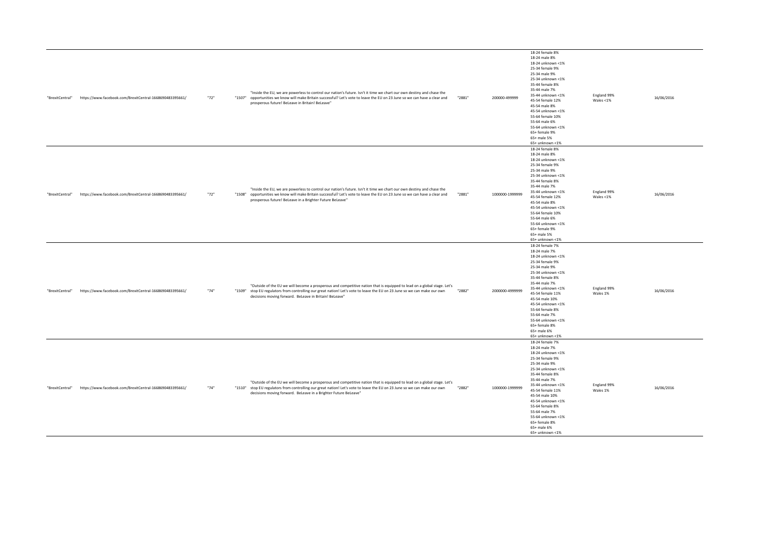| | | | | | | | | | |
|---|---|---|---|---|---|---|---|---|---|
| "BrexitCentral" | https://www.facebook.com/BrexitCentral-1668690483395661/ | "72" | "1507" | "Inside the EU, we are powerless to control our nation's future. Isn't it time we chart our own destiny and chase the opportunities we know will make Britain successful? Let's vote to leave the EU on 23 June so we can have a clear and prosperous future! BeLeave in Britain! BeLeave" | "2881" | 200000-499999 | 18-24 female 8%<br>18-24 male 8%<br>18-24 unknown <1%<br>25-34 female 9%<br>25-34 male 9%<br>25-34 unknown <1%<br>35-44 female 8%<br>35-44 male 7%<br>35-44 unknown <1%<br>45-54 female 12%<br>45-54 male 8%<br>45-54 unknown <1%<br>55-64 female 10%<br>55-64 male 6%<br>55-64 unknown <1%<br>65+ female 9%<br>65+ male 5%<br>65+ unknown <1% | England 99%<br>Wales <1% | 16/06/2016 |
| "BrexitCentral" | https://www.facebook.com/BrexitCentral-1668690483395661/ | "72" | "1508" | "Inside the EU, we are powerless to control our nation's future. Isn't it time we chart our own destiny and chase the opportunities we know will make Britain successful? Let's vote to leave the EU on 23 June so we can have a clear and prosperous future! BeLeave in a Brighter Future BeLeave" | "2881" | 1000000-1999999 | 18-24 female 8%<br>18-24 male 8%<br>18-24 unknown <1%<br>25-34 female 9%<br>25-34 male 9%<br>25-34 unknown <1%<br>35-44 female 8%<br>35-44 male 7%<br>35-44 unknown <1%<br>45-54 female 12%<br>45-54 male 8%<br>45-54 unknown <1%<br>55-64 female 10%<br>55-64 male 6%<br>55-64 unknown <1%<br>65+ female 9%<br>65+ male 5%<br>65+ unknown <1% | England 99%<br>Wales <1% | 16/06/2016 |
| "BrexitCentral" | https://www.facebook.com/BrexitCentral-1668690483395661/ | "74" | "1509" | "Outside of the EU we will become a prosperous and competitive nation that is equipped to lead on a global stage. Let's stop EU regulators from controlling our great nation! Let's vote to leave the EU on 23 June so we can make our own decisions moving forward. BeLeave in Britain! BeLeave" | "2882" | 2000000-4999999 | 18-24 female 7%<br>18-24 male 7%<br>18-24 unknown <1%<br>25-34 female 9%<br>25-34 male 9%<br>25-34 unknown <1%<br>35-44 female 8%<br>35-44 male 7%<br>35-44 unknown <1%<br>45-54 female 11%<br>45-54 male 10%<br>45-54 unknown <1%<br>55-64 female 8%<br>55-64 male 7%<br>55-64 unknown <1%<br>65+ female 8%<br>65+ male 6%<br>65+ unknown <1% | England 99%<br>Wales 1% | 16/06/2016 |
| "BrexitCentral" | https://www.facebook.com/BrexitCentral-1668690483395661/ | "74" | "1510" | "Outside of the EU we will become a prosperous and competitive nation that is equipped to lead on a global stage. Let's stop EU regulators from controlling our great nation! Let's vote to leave the EU on 23 June so we can make our own decisions moving forward. BeLeave in a Brighter Future BeLeave" | "2882" | 1000000-1999999 | 18-24 female 7%<br>18-24 male 7%<br>18-24 unknown <1%<br>25-34 female 9%<br>25-34 male 9%<br>25-34 unknown <1%<br>35-44 female 8%<br>35-44 male 7%<br>35-44 unknown <1%<br>45-54 female 11%<br>45-54 male 10%<br>45-54 unknown <1%<br>55-64 female 8%<br>55-64 male 7%<br>55-64 unknown <1%<br>65+ female 8%<br>65+ male 6%<br>65+ unknown <1% | England 99%<br>Wales 1% | 16/06/2016 |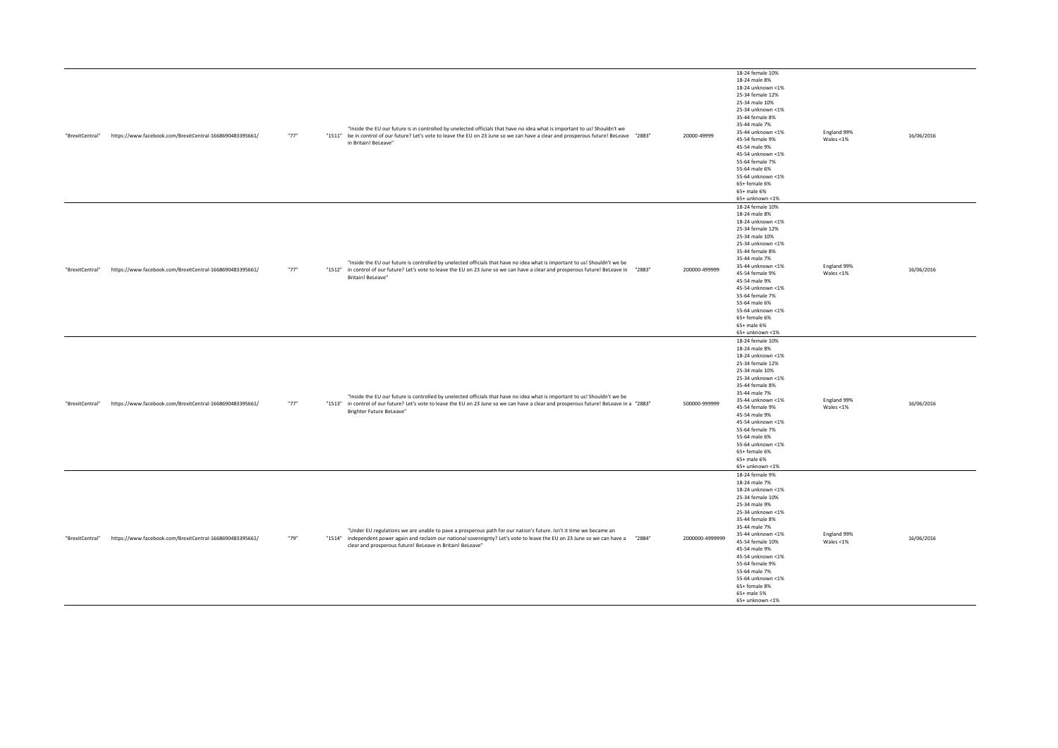| | | | | | | | | | |
|---|---|---|---|---|---|---|---|---|---|
| "BrexitCentral" | https://www.facebook.com/BrexitCentral-1668690483395661/ | "77" | "1511" | "Inside the EU our future is in controlled by unelected officials that have no idea what is important to us! Shouldn't we be in control of our future? Let's vote to leave the EU on 23 June so we can have a clear and prosperous future! BeLeave in Britain! BeLeave" | "2883" | 20000-49999 | 18-24 female 10%<br>18-24 male 8%<br>18-24 unknown <1%<br>25-34 female 12%<br>25-34 male 10%<br>25-34 unknown <1%<br>35-44 female 8%<br>35-44 male 7%<br>35-44 unknown <1%<br>45-54 female 9%<br>45-54 male 9%<br>45-54 unknown <1%<br>55-64 female 7%<br>55-64 male 6%<br>55-64 unknown <1%<br>65+ female 6%<br>65+ male 6%<br>65+ unknown <1% | England 99%<br>Wales <1% | 16/06/2016 |
| "BrexitCentral" | https://www.facebook.com/BrexitCentral-1668690483395661/ | "77" | "1512" | "Inside the EU our future is controlled by unelected officials that have no idea what is important to us! Shouldn't we be in control of our future? Let's vote to leave the EU on 23 June so we can have a clear and prosperous future! BeLeave in Britain! BeLeave" | "2883" | 200000-499999 | 18-24 female 10%<br>18-24 male 8%<br>18-24 unknown <1%<br>25-34 female 12%<br>25-34 male 10%<br>25-34 unknown <1%<br>35-44 female 8%<br>35-44 male 7%<br>35-44 unknown <1%<br>45-54 female 9%<br>45-54 male 9%<br>45-54 unknown <1%<br>55-64 female 7%<br>55-64 male 6%<br>55-64 unknown <1%<br>65+ female 6%<br>65+ male 6%<br>65+ unknown <1% | England 99%<br>Wales <1% | 16/06/2016 |
| "BrexitCentral" | https://www.facebook.com/BrexitCentral-1668690483395661/ | "77" | "1513" | "Inside the EU our future is controlled by unelected officials that have no idea what is important to us! Shouldn't we be in control of our future? Let's vote to leave the EU on 23 June so we can have a clear and prosperous future! BeLeave in a Brighter Future BeLeave" | "2883" | 500000-999999 | 18-24 female 10%<br>18-24 male 8%<br>18-24 unknown <1%<br>25-34 female 12%<br>25-34 male 10%<br>25-34 unknown <1%<br>35-44 female 8%<br>35-44 male 7%<br>35-44 unknown <1%<br>45-54 female 9%<br>45-54 male 9%<br>45-54 unknown <1%<br>55-64 female 7%<br>55-64 male 6%<br>55-64 unknown <1%<br>65+ female 6%<br>65+ male 6%<br>65+ unknown <1% | England 99%<br>Wales <1% | 16/06/2016 |
| "BrexitCentral" | https://www.facebook.com/BrexitCentral-1668690483395661/ | "79" | "1514" | "Under EU regulations we are unable to pave a prosperous path for our nation's future. Isn't it time we became an independent power again and reclaim our national sovereignty? Let's vote to leave the EU on 23 June so we can have a clear and prosperous future! BeLeave in Britain! BeLeave" | "2884" | 2000000-4999999 | 18-24 female 9%<br>18-24 male 7%<br>18-24 unknown <1%<br>25-34 female 10%<br>25-34 male 9%<br>25-34 unknown <1%<br>35-44 female 8%<br>35-44 male 7%<br>35-44 unknown <1%<br>45-54 female 10%<br>45-54 male 9%<br>45-54 unknown <1%<br>55-64 female 9%<br>55-64 male 7%<br>55-64 unknown <1%<br>65+ female 8%<br>65+ male 5%<br>65+ unknown <1% | England 99%<br>Wales <1% | 16/06/2016 |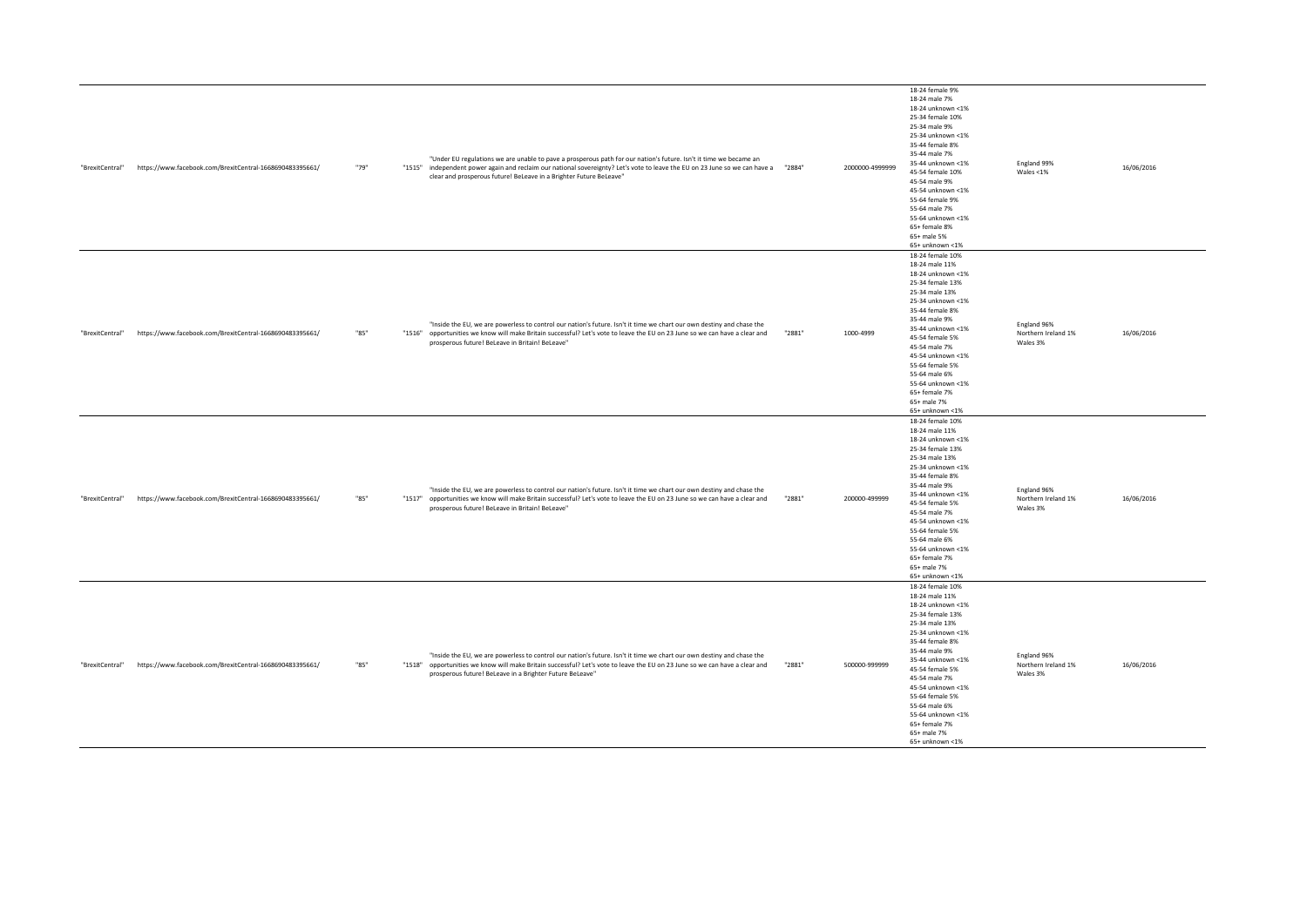| | | | | | | | | | |
|---|---|---|---|---|---|---|---|---|---|
| "BrexitCentral" | https://www.facebook.com/BrexitCentral-1668690483395661/ | "79" | "1515" | "Under EU regulations we are unable to pave a prosperous path for our nation's future. Isn't it time we became an independent power again and reclaim our national sovereignty? Let's vote to leave the EU on 23 June so we can have a clear and prosperous future! BeLeave in a Brighter Future BeLeave" | "2884" | 2000000-4999999 | 18-24 female 9%<br>18-24 male 7%<br>18-24 unknown <1%<br>25-34 female 10%<br>25-34 male 9%<br>25-34 unknown <1%<br>35-44 female 8%<br>35-44 male 7%<br>35-44 unknown <1%<br>45-54 female 10%<br>45-54 male 9%<br>45-54 unknown <1%<br>55-64 female 9%<br>55-64 male 7%<br>55-64 unknown <1%<br>65+ female 8%<br>65+ male 5%<br>65+ unknown <1% | England 99%<br>Wales <1% | 16/06/2016 |
| "BrexitCentral" | https://www.facebook.com/BrexitCentral-1668690483395661/ | "85" | "1516" | "Inside the EU, we are powerless to control our nation's future. Isn't it time we chart our own destiny and chase the opportunities we know will make Britain successful? Let's vote to leave the EU on 23 June so we can have a clear and prosperous future! BeLeave in Britain! BeLeave" | "2881" | 1000-4999 | 18-24 female 10%<br>18-24 male 11%<br>18-24 unknown <1%<br>25-34 female 13%<br>25-34 male 13%<br>25-34 unknown <1%<br>35-44 female 8%<br>35-44 male 9%<br>35-44 unknown <1%<br>45-54 female 5%<br>45-54 male 7%<br>45-54 unknown <1%<br>55-64 female 5%<br>55-64 male 6%<br>55-64 unknown <1%<br>65+ female 7%<br>65+ male 7%<br>65+ unknown <1% | England 96%<br>Northern Ireland 1%<br>Wales 3% | 16/06/2016 |
| "BrexitCentral" | https://www.facebook.com/BrexitCentral-1668690483395661/ | "85" | "1517" | "Inside the EU, we are powerless to control our nation's future. Isn't it time we chart our own destiny and chase the opportunities we know will make Britain successful? Let's vote to leave the EU on 23 June so we can have a clear and prosperous future! BeLeave in Britain! BeLeave" | "2881" | 200000-499999 | 18-24 female 10%<br>18-24 male 11%<br>18-24 unknown <1%<br>25-34 female 13%<br>25-34 male 13%<br>25-34 unknown <1%<br>35-44 female 8%<br>35-44 male 9%<br>35-44 unknown <1%<br>45-54 female 5%<br>45-54 male 7%<br>45-54 unknown <1%<br>55-64 female 5%<br>55-64 male 6%<br>55-64 unknown <1%<br>65+ female 7%<br>65+ male 7%<br>65+ unknown <1% | England 96%<br>Northern Ireland 1%<br>Wales 3% | 16/06/2016 |
| "BrexitCentral" | https://www.facebook.com/BrexitCentral-1668690483395661/ | "85" | "1518" | "Inside the EU, we are powerless to control our nation's future. Isn't it time we chart our own destiny and chase the opportunities we know will make Britain successful? Let's vote to leave the EU on 23 June so we can have a clear and prosperous future! BeLeave in a Brighter Future BeLeave" | "2881" | 500000-999999 | 18-24 female 10%<br>18-24 male 11%<br>18-24 unknown <1%<br>25-34 female 13%<br>25-34 male 13%<br>25-34 unknown <1%<br>35-44 female 8%<br>35-44 male 9%<br>35-44 unknown <1%<br>45-54 female 5%<br>45-54 male 7%<br>45-54 unknown <1%<br>55-64 female 5%<br>55-64 male 6%<br>55-64 unknown <1%<br>65+ female 7%<br>65+ male 7%<br>65+ unknown <1% | England 96%<br>Northern Ireland 1%<br>Wales 3% | 16/06/2016 |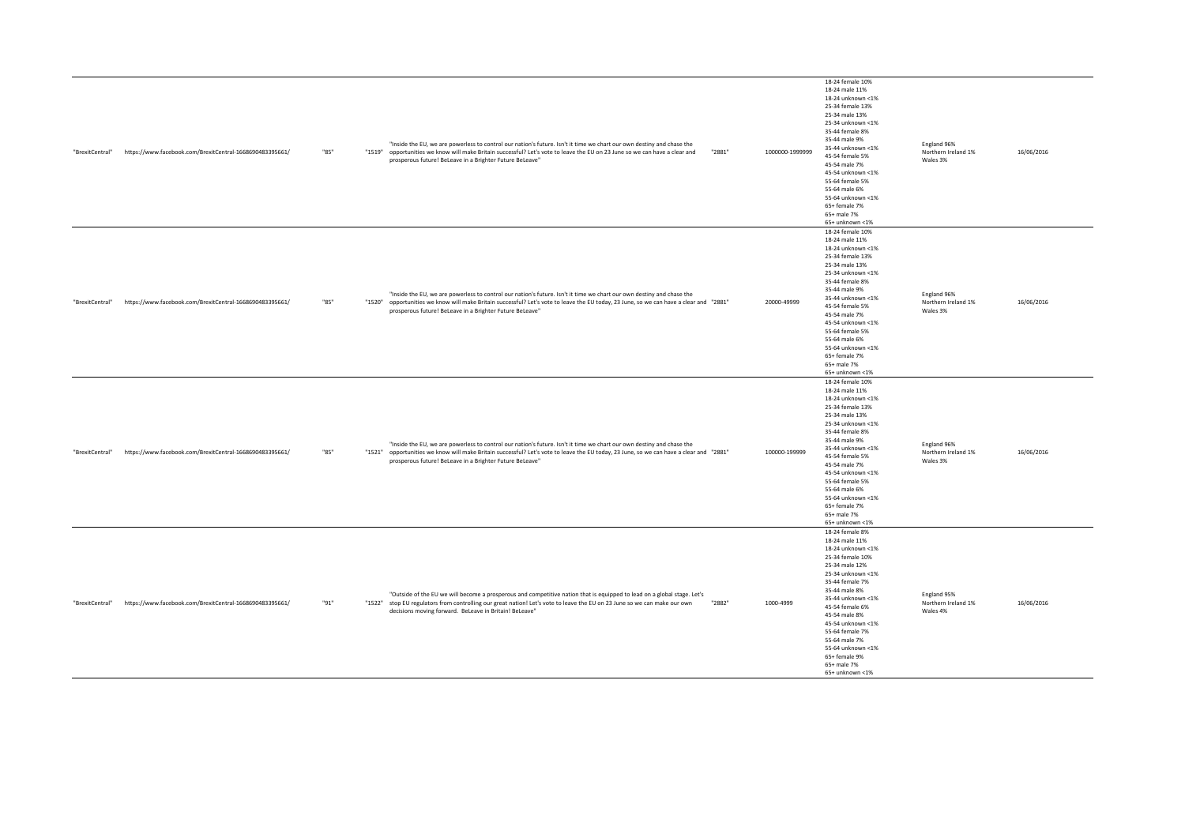| | | | | | | | | | |
|---|---|---|---|---|---|---|---|---|---|
| "BrexitCentral" | https://www.facebook.com/BrexitCentral-1668690483395661/ | "85" | "1519" | "Inside the EU, we are powerless to control our nation's future. Isn't it time we chart our own destiny and chase the opportunities we know will make Britain successful? Let's vote to leave the EU on 23 June so we can have a clear and prosperous future! BeLeave in a Brighter Future BeLeave" | "2881" | 1000000-1999999 | 18-24 female 10%<br>18-24 male 11%<br>18-24 unknown <1%<br>25-34 female 13%<br>25-34 male 13%<br>25-34 unknown <1%<br>35-44 female 8%<br>35-44 male 9%<br>35-44 unknown <1%<br>45-54 female 5%<br>45-54 male 7%<br>45-54 unknown <1%<br>55-64 female 5%<br>55-64 male 6%<br>55-64 unknown <1%<br>65+ female 7%<br>65+ male 7%<br>65+ unknown <1% | England 96%<br>Northern Ireland 1%<br>Wales 3% | 16/06/2016 |
| "BrexitCentral" | https://www.facebook.com/BrexitCentral-1668690483395661/ | "85" | "1520" | "Inside the EU, we are powerless to control our nation's future. Isn't it time we chart our own destiny and chase the opportunities we know will make Britain successful? Let's vote to leave the EU today, 23 June, so we can have a clear and prosperous future! BeLeave in a Brighter Future BeLeave" | "2881" | 20000-49999 | 18-24 female 10%<br>18-24 male 11%<br>18-24 unknown <1%<br>25-34 female 13%<br>25-34 male 13%<br>25-34 unknown <1%<br>35-44 female 8%<br>35-44 male 9%<br>35-44 unknown <1%<br>45-54 female 5%<br>45-54 male 7%<br>45-54 unknown <1%<br>55-64 female 5%<br>55-64 male 6%<br>55-64 unknown <1%<br>65+ female 7%<br>65+ male 7%<br>65+ unknown <1% | England 96%<br>Northern Ireland 1%<br>Wales 3% | 16/06/2016 |
| "BrexitCentral" | https://www.facebook.com/BrexitCentral-1668690483395661/ | "85" | "1521" | "Inside the EU, we are powerless to control our nation's future. Isn't it time we chart our own destiny and chase the opportunities we know will make Britain successful? Let's vote to leave the EU today, 23 June, so we can have a clear and prosperous future! BeLeave in a Brighter Future BeLeave" | "2881" | 100000-199999 | 18-24 female 10%<br>18-24 male 11%<br>18-24 unknown <1%<br>25-34 female 13%<br>25-34 male 13%<br>25-34 unknown <1%<br>35-44 female 8%<br>35-44 male 9%<br>35-44 unknown <1%<br>45-54 female 5%<br>45-54 male 7%<br>45-54 unknown <1%<br>55-64 female 5%<br>55-64 male 6%<br>55-64 unknown <1%<br>65+ female 7%<br>65+ male 7%<br>65+ unknown <1% | England 96%<br>Northern Ireland 1%<br>Wales 3% | 16/06/2016 |
| "BrexitCentral" | https://www.facebook.com/BrexitCentral-1668690483395661/ | "91" | "1522" | "Outside of the EU we will become a prosperous and competitive nation that is equipped to lead on a global stage. Let's stop EU regulators from controlling our great nation! Let's vote to leave the EU on 23 June so we can make our own decisions moving forward. BeLeave in Britain! BeLeave" | "2882" | 1000-4999 | 18-24 female 8%<br>18-24 male 11%<br>18-24 unknown <1%<br>25-34 female 10%<br>25-34 male 12%<br>25-34 unknown <1%<br>35-44 female 7%<br>35-44 male 8%<br>35-44 unknown <1%<br>45-54 female 6%<br>45-54 male 8%<br>45-54 unknown <1%<br>55-64 female 7%<br>55-64 male 7%<br>55-64 unknown <1%<br>65+ female 9%<br>65+ male 7%<br>65+ unknown <1% | England 95%<br>Northern Ireland 1%<br>Wales 4% | 16/06/2016 |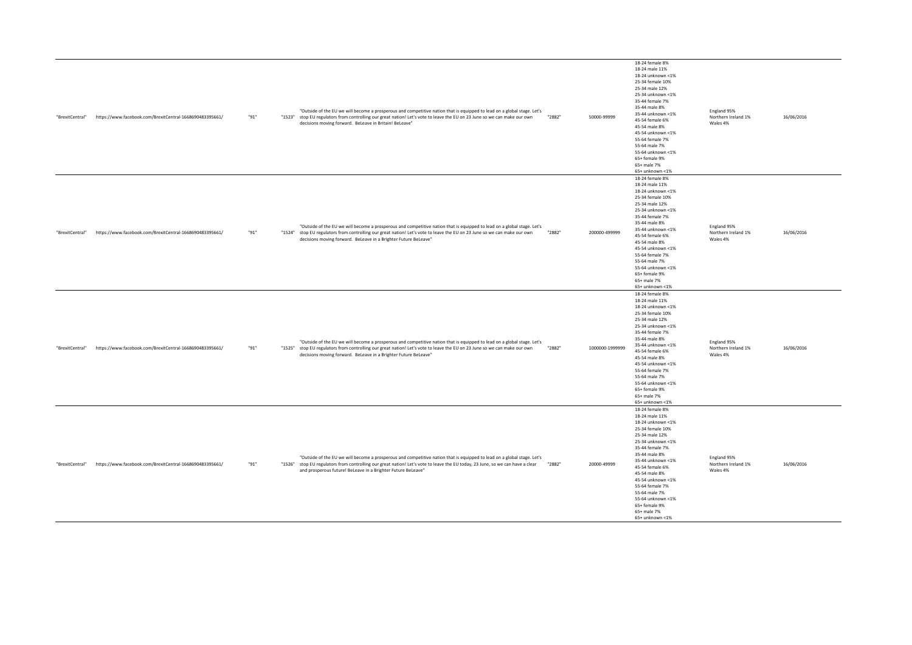| | | | | | | | | | |
|---|---|---|---|---|---|---|---|---|---|
| "BrexitCentral" | https://www.facebook.com/BrexitCentral-1668690483395661/ | "91" | "1523" | "Outside of the EU we will become a prosperous and competitive nation that is equipped to lead on a global stage. Let's stop EU regulators from controlling our great nation! Let's vote to leave the EU on 23 June so we can make our own decisions moving forward. BeLeave in Britain! BeLeave" | "2882" | 50000-99999 | 18-24 female 8%<br>18-24 male 11%<br>18-24 unknown <1%<br>25-34 female 10%<br>25-34 male 12%<br>25-34 unknown <1%<br>35-44 female 7%<br>35-44 male 8%<br>35-44 unknown <1%<br>45-54 female 6%<br>45-54 male 8%<br>45-54 unknown <1%<br>55-64 female 7%<br>55-64 male 7%<br>55-64 unknown <1%<br>65+ female 9%<br>65+ male 7%<br>65+ unknown <1% | England 95%<br>Northern Ireland 1%<br>Wales 4% | 16/06/2016 |
| "BrexitCentral" | https://www.facebook.com/BrexitCentral-1668690483395661/ | "91" | "1524" | "Outside of the EU we will become a prosperous and competitive nation that is equipped to lead on a global stage. Let's stop EU regulators from controlling our great nation! Let's vote to leave the EU on 23 June so we can make our own decisions moving forward. BeLeave in a Brighter Future BeLeave" | "2882" | 200000-499999 | 18-24 female 8%<br>18-24 male 11%<br>18-24 unknown <1%<br>25-34 female 10%<br>25-34 male 12%<br>25-34 unknown <1%<br>35-44 female 7%<br>35-44 male 8%<br>35-44 unknown <1%<br>45-54 female 6%<br>45-54 male 8%<br>45-54 unknown <1%<br>55-64 female 7%<br>55-64 male 7%<br>55-64 unknown <1%<br>65+ female 9%<br>65+ male 7%<br>65+ unknown <1% | England 95%<br>Northern Ireland 1%<br>Wales 4% | 16/06/2016 |
| "BrexitCentral" | https://www.facebook.com/BrexitCentral-1668690483395661/ | "91" | "1525" | "Outside of the EU we will become a prosperous and competitive nation that is equipped to lead on a global stage. Let's stop EU regulators from controlling our great nation! Let's vote to leave the EU on 23 June so we can make our own decisions moving forward. BeLeave in a Brighter Future BeLeave" | "2882" | 1000000-1999999 | 18-24 female 8%<br>18-24 male 11%<br>18-24 unknown <1%<br>25-34 female 10%<br>25-34 male 12%<br>25-34 unknown <1%<br>35-44 female 7%<br>35-44 male 8%<br>35-44 unknown <1%<br>45-54 female 6%<br>45-54 male 8%<br>45-54 unknown <1%<br>55-64 female 7%<br>55-64 male 7%<br>55-64 unknown <1%<br>65+ female 9%<br>65+ male 7%<br>65+ unknown <1% | England 95%<br>Northern Ireland 1%<br>Wales 4% | 16/06/2016 |
| "BrexitCentral" | https://www.facebook.com/BrexitCentral-1668690483395661/ | "91" | "1526" | "Outside of the EU we will become a prosperous and competitive nation that is equipped to lead on a global stage. Let's stop EU regulators from controlling our great nation! Let's vote to leave the EU today, 23 June, so we can have a clear and prosperous future! BeLeave in a Brighter Future BeLeave" | "2882" | 20000-49999 | 18-24 female 8%<br>18-24 male 11%<br>18-24 unknown <1%<br>25-34 female 10%<br>25-34 male 12%<br>25-34 unknown <1%<br>35-44 female 7%<br>35-44 male 8%<br>35-44 unknown <1%<br>45-54 female 6%<br>45-54 male 8%<br>45-54 unknown <1%<br>55-64 female 7%<br>55-64 male 7%<br>55-64 unknown <1%<br>65+ female 9%<br>65+ male 7%<br>65+ unknown <1% | England 95%<br>Northern Ireland 1%<br>Wales 4% | 16/06/2016 |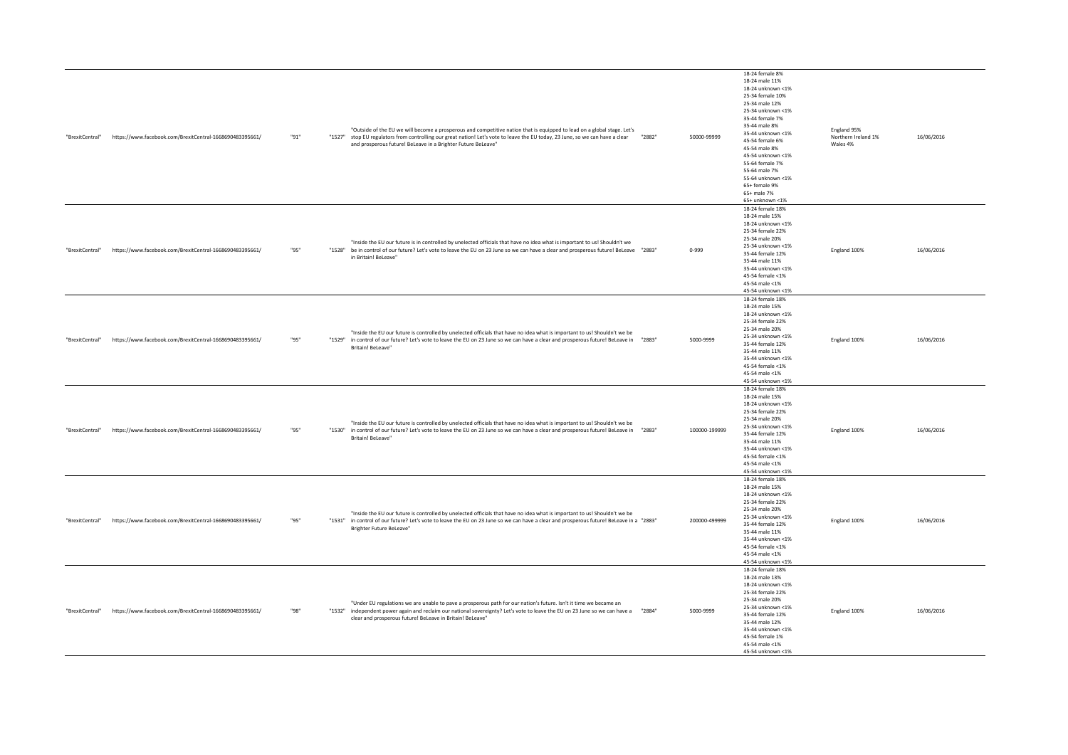| | | | | | | | | | |
|---|---|---|---|---|---|---|---|---|---|
| "BrexitCentral" | https://www.facebook.com/BrexitCentral-1668690483395661/ | "91" | "1527" | "Outside of the EU we will become a prosperous and competitive nation that is equipped to lead on a global stage. Let's stop EU regulators from controlling our great nation! Let's vote to leave the EU today, 23 June, so we can have a clear and prosperous future! BeLeave in a Brighter Future BeLeave" | "2882" | 50000-99999 | 18-24 female 8%<br>18-24 male 11%<br>18-24 unknown <1%<br>25-34 female 10%<br>25-34 male 12%<br>25-34 unknown <1%<br>35-44 female 7%<br>35-44 male 8%<br>35-44 unknown <1%<br>45-54 female 6%<br>45-54 male 8%<br>45-54 unknown <1%<br>55-64 female 7%<br>55-64 male 7%<br>55-64 unknown <1%<br>65+ female 9%<br>65+ male 7%<br>65+ unknown <1% | England 95%<br>Northern Ireland 1%<br>Wales 4% | 16/06/2016 |
| "BrexitCentral" | https://www.facebook.com/BrexitCentral-1668690483395661/ | "95" | "1528" | "Inside the EU our future is in controlled by unelected officials that have no idea what is important to us! Shouldn't we be in control of our future? Let's vote to leave the EU on 23 June so we can have a clear and prosperous future! BeLeave in Britain! BeLeave" | "2883" | 0-999 | 18-24 female 18%<br>18-24 male 15%<br>18-24 unknown <1%<br>25-34 female 22%<br>25-34 male 20%<br>25-34 unknown <1%<br>35-44 female 12%<br>35-44 male 11%<br>35-44 unknown <1%<br>45-54 female <1%<br>45-54 male <1%<br>45-54 unknown <1% | England 100% | 16/06/2016 |
| "BrexitCentral" | https://www.facebook.com/BrexitCentral-1668690483395661/ | "95" | "1529" | "Inside the EU our future is controlled by unelected officials that have no idea what is important to us! Shouldn't we be in control of our future? Let's vote to leave the EU on 23 June so we can have a clear and prosperous future! BeLeave in Britain! BeLeave" | "2883" | 5000-9999 | 18-24 female 18%<br>18-24 male 15%<br>18-24 unknown <1%<br>25-34 female 22%<br>25-34 male 20%<br>25-34 unknown <1%<br>35-44 female 12%<br>35-44 male 11%<br>35-44 unknown <1%<br>45-54 female <1%<br>45-54 male <1%<br>45-54 unknown <1% | England 100% | 16/06/2016 |
| "BrexitCentral" | https://www.facebook.com/BrexitCentral-1668690483395661/ | "95" | "1530" | "Inside the EU our future is controlled by unelected officials that have no idea what is important to us! Shouldn't we be in control of our future? Let's vote to leave the EU on 23 June so we can have a clear and prosperous future! BeLeave in Britain! BeLeave" | "2883" | 100000-199999 | 18-24 female 18%<br>18-24 male 15%<br>18-24 unknown <1%<br>25-34 female 22%<br>25-34 male 20%<br>25-34 unknown <1%<br>35-44 female 12%<br>35-44 male 11%<br>35-44 unknown <1%<br>45-54 female <1%<br>45-54 male <1%<br>45-54 unknown <1% | England 100% | 16/06/2016 |
| "BrexitCentral" | https://www.facebook.com/BrexitCentral-1668690483395661/ | "95" | "1531" | "Inside the EU our future is controlled by unelected officials that have no idea what is important to us! Shouldn't we be in control of our future? Let's vote to leave the EU on 23 June so we can have a clear and prosperous future! BeLeave in a Brighter Future BeLeave" | "2883" | 200000-499999 | 18-24 female 18%<br>18-24 male 15%<br>18-24 unknown <1%<br>25-34 female 22%<br>25-34 male 20%<br>25-34 unknown <1%<br>35-44 female 12%<br>35-44 male 11%<br>35-44 unknown <1%<br>45-54 female <1%<br>45-54 male <1%<br>45-54 unknown <1% | England 100% | 16/06/2016 |
| "BrexitCentral" | https://www.facebook.com/BrexitCentral-1668690483395661/ | "98" | "1532" | "Under EU regulations we are unable to pave a prosperous path for our nation's future. Isn't it time we became an independent power again and reclaim our national sovereignty? Let's vote to leave the EU on 23 June so we can have a clear and prosperous future! BeLeave in Britain! BeLeave" | "2884" | 5000-9999 | 18-24 female 18%<br>18-24 male 13%<br>18-24 unknown <1%<br>25-34 female 22%<br>25-34 male 20%<br>25-34 unknown <1%<br>35-44 female 12%<br>35-44 male 12%<br>35-44 unknown <1%<br>45-54 female 1%<br>45-54 male <1%<br>45-54 unknown <1% | England 100% | 16/06/2016 |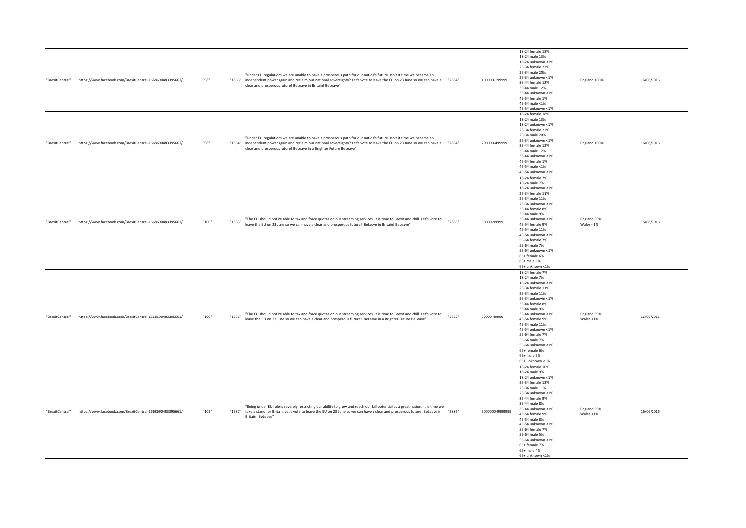| | | | | | | | | | |
|---|---|---|---|---|---|---|---|---|---|
| "BrexitCentral" | https://www.facebook.com/BrexitCentral-1668690483395661/ | "98" | "1533" | "Under EU regulations we are unable to pave a prosperous path for our nation's future. Isn't it time we became an independent power again and reclaim our national sovereignty? Let's vote to leave the EU on 23 June so we can have a clear and prosperous future! BeLeave in Britain! BeLeave" | "2884" | 100000-199999 | 18-24 female 18%<br>18-24 male 13%<br>18-24 unknown <1%<br>25-34 female 22%<br>25-34 male 20%<br>25-34 unknown <1%<br>35-44 female 12%<br>35-44 male 12%<br>35-44 unknown <1%<br>45-54 female 1%<br>45-54 male <1%<br>45-54 unknown <1% | England 100% | 16/06/2016 |
| "BrexitCentral" | https://www.facebook.com/BrexitCentral-1668690483395661/ | "98" | "1534" | "Under EU regulations we are unable to pave a prosperous path for our nation's future. Isn't it time we became an independent power again and reclaim our national sovereignty? Let's vote to leave the EU on 23 June so we can have a clear and prosperous future! BeLeave in a Brighter Future BeLeave" | "2884" | 200000-499999 | 18-24 female 18%<br>18-24 male 13%<br>18-24 unknown <1%<br>25-34 female 22%<br>25-34 male 20%<br>25-34 unknown <1%<br>35-44 female 12%<br>35-44 male 12%<br>35-44 unknown <1%<br>45-54 female 1%<br>45-54 male <1%<br>45-54 unknown <1% | England 100% | 16/06/2016 |
| "BrexitCentral" | https://www.facebook.com/BrexitCentral-1668690483395661/ | "100" | "1535" | "The EU should not be able to tax and force quotas on our streaming services! It is time to Brexit and chill. Let's vote to leave the EU on 23 June so we can have a clear and prosperous future! BeLeave in Britain! BeLeave" | "2885" | 50000-99999 | 18-24 female 7%<br>18-24 male 7%<br>18-24 unknown <1%<br>25-34 female 11%<br>25-34 male 11%<br>25-34 unknown <1%<br>35-44 female 8%<br>35-44 male 9%<br>35-44 unknown <1%<br>45-54 female 9%<br>45-54 male 11%<br>45-54 unknown <1%<br>55-64 female 7%<br>55-64 male 7%<br>55-64 unknown <1%<br>65+ female 6%<br>65+ male 5%<br>65+ unknown <1% | England 99%<br>Wales <1% | 16/06/2016 |
| "BrexitCentral" | https://www.facebook.com/BrexitCentral-1668690483395661/ | "100" | "1536" | "The EU should not be able to tax and force quotas on our streaming services! It is time to Brexit and chill. Let's vote to leave the EU on 23 June so we can have a clear and prosperous future! BeLeave in a Brighter Future BeLeave" | "2885" | 20000-49999 | 18-24 female 7%<br>18-24 male 7%<br>18-24 unknown <1%<br>25-34 female 11%<br>25-34 male 11%<br>25-34 unknown <1%<br>35-44 female 8%<br>35-44 male 9%<br>35-44 unknown <1%<br>45-54 female 9%<br>45-54 male 11%<br>45-54 unknown <1%<br>55-64 female 7%<br>55-64 male 7%<br>55-64 unknown <1%<br>65+ female 6%<br>65+ male 5%<br>65+ unknown <1% | England 99%<br>Wales <1% | 16/06/2016 |
| "BrexitCentral" | https://www.facebook.com/BrexitCentral-1668690483395661/ | "102" | "1537" | "Being under EU rule is severely restricting our ability to grow and reach our full potential as a great nation. It is time we take a stand for Britain. Let's vote to leave the EU on 23 June so we can have a clear and prosperous future! BeLeave in Britain! BeLeave" | "2886" | 5000000-9999999 | 18-24 female 10%<br>18-24 male 9%<br>18-24 unknown <1%<br>25-34 female 12%<br>25-34 male 11%<br>25-34 unknown <1%<br>35-44 female 9%<br>35-44 male 8%<br>35-44 unknown <1%<br>45-54 female 9%<br>45-54 male 8%<br>45-54 unknown <1%<br>55-64 female 7%<br>55-64 male 5%<br>55-64 unknown <1%<br>65+ female 7%<br>65+ male 4%<br>65+ unknown <1% | England 99%<br>Wales <1% | 16/06/2016 |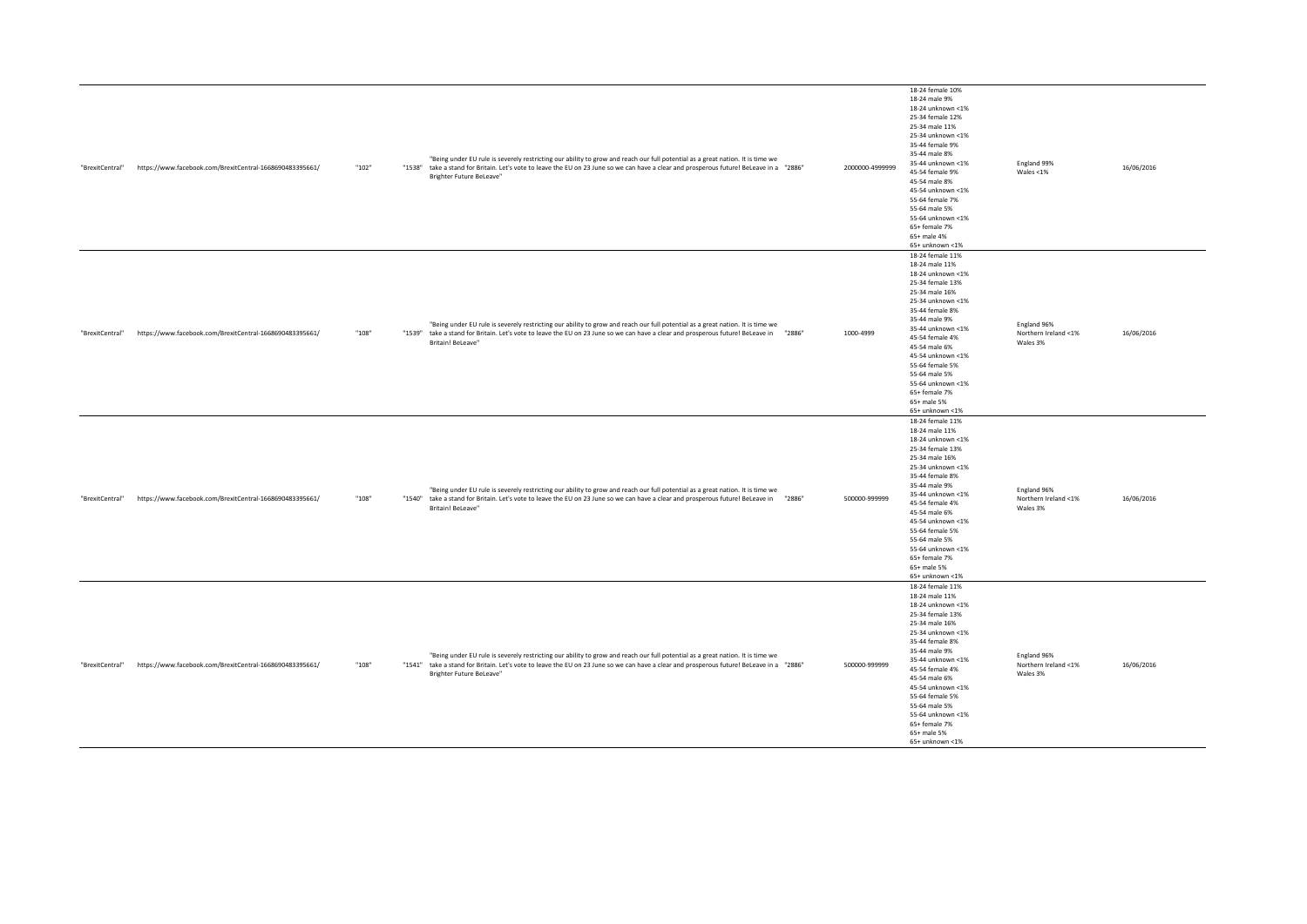| | | | | | | | | | |
|---|---|---|---|---|---|---|---|---|---|
| "BrexitCentral" | https://www.facebook.com/BrexitCentral-1668690483395661/ | "102" | "1538" | "Being under EU rule is severely restricting our ability to grow and reach our full potential as a great nation. It is time we take a stand for Britain. Let's vote to leave the EU on 23 June so we can have a clear and prosperous future! BeLeave in a Brighter Future BeLeave" | "2886" | 2000000-4999999 | 18-24 female 10%<br>18-24 male 9%<br>18-24 unknown <1%<br>25-34 female 12%<br>25-34 male 11%<br>25-34 unknown <1%<br>35-44 female 9%<br>35-44 male 8%<br>35-44 unknown <1%<br>45-54 female 9%<br>45-54 male 8%<br>45-54 unknown <1%<br>55-64 female 7%<br>55-64 male 5%<br>55-64 unknown <1%<br>65+ female 7%<br>65+ male 4%<br>65+ unknown <1% | England 99%<br>Wales <1% | 16/06/2016 |
| "BrexitCentral" | https://www.facebook.com/BrexitCentral-1668690483395661/ | "108" | "1539" | "Being under EU rule is severely restricting our ability to grow and reach our full potential as a great nation. It is time we take a stand for Britain. Let's vote to leave the EU on 23 June so we can have a clear and prosperous future! BeLeave in Britain! BeLeave" | "2886" | 1000-4999 | 18-24 female 11%<br>18-24 male 11%<br>18-24 unknown <1%<br>25-34 female 13%<br>25-34 male 16%<br>25-34 unknown <1%<br>35-44 female 8%<br>35-44 male 9%<br>35-44 unknown <1%<br>45-54 female 4%<br>45-54 male 6%<br>45-54 unknown <1%<br>55-64 female 5%<br>55-64 male 5%<br>55-64 unknown <1%<br>65+ female 7%<br>65+ male 5%<br>65+ unknown <1% | England 96%<br>Northern Ireland <1%<br>Wales 3% | 16/06/2016 |
| "BrexitCentral" | https://www.facebook.com/BrexitCentral-1668690483395661/ | "108" | "1540" | "Being under EU rule is severely restricting our ability to grow and reach our full potential as a great nation. It is time we take a stand for Britain. Let's vote to leave the EU on 23 June so we can have a clear and prosperous future! BeLeave in Britain! BeLeave" | "2886" | 500000-999999 | 18-24 female 11%<br>18-24 male 11%<br>18-24 unknown <1%<br>25-34 female 13%<br>25-34 male 16%<br>25-34 unknown <1%<br>35-44 female 8%<br>35-44 male 9%<br>35-44 unknown <1%<br>45-54 female 4%<br>45-54 male 6%<br>45-54 unknown <1%<br>55-64 female 5%<br>55-64 male 5%<br>55-64 unknown <1%<br>65+ female 7%<br>65+ male 5%<br>65+ unknown <1% | England 96%<br>Northern Ireland <1%<br>Wales 3% | 16/06/2016 |
| "BrexitCentral" | https://www.facebook.com/BrexitCentral-1668690483395661/ | "108" | "1541" | "Being under EU rule is severely restricting our ability to grow and reach our full potential as a great nation. It is time we take a stand for Britain. Let's vote to leave the EU on 23 June so we can have a clear and prosperous future! BeLeave in a Brighter Future BeLeave" | "2886" | 500000-999999 | 18-24 female 11%<br>18-24 male 11%<br>18-24 unknown <1%<br>25-34 female 13%<br>25-34 male 16%<br>25-34 unknown <1%<br>35-44 female 8%<br>35-44 male 9%<br>35-44 unknown <1%<br>45-54 female 4%<br>45-54 male 6%<br>45-54 unknown <1%<br>55-64 female 5%<br>55-64 male 5%<br>55-64 unknown <1%<br>65+ female 7%<br>65+ male 5%<br>65+ unknown <1% | England 96%<br>Northern Ireland <1%<br>Wales 3% | 16/06/2016 |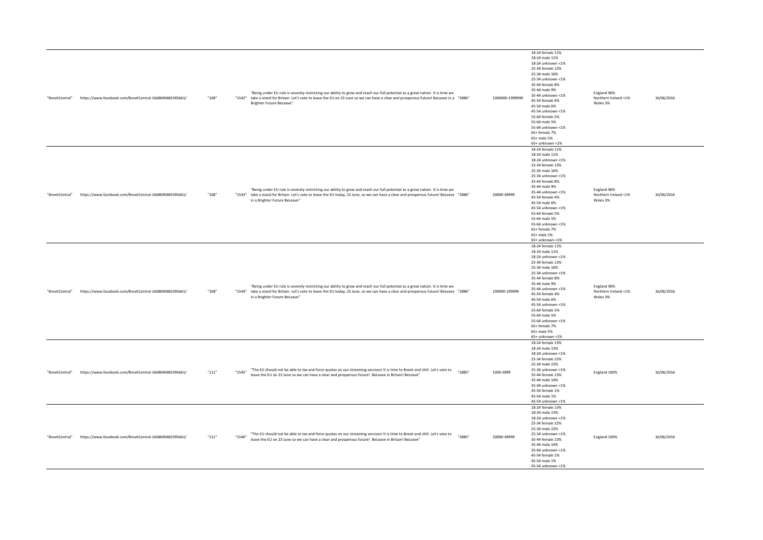| | | | | | | | | | |
|---|---|---|---|---|---|---|---|---|---|
| "BrexitCentral" | https://www.facebook.com/BrexitCentral-1668690483395661/ | "108" | "1542" | "Being under EU rule is severely restricting our ability to grow and reach our full potential as a great nation. It is time we take a stand for Britain. Let's vote to leave the EU on 23 June so we can have a clear and prosperous future! BeLeave in a Brighter Future BeLeave" | "2886" | 1000000-1999999 | 18-24 female 11%<br>18-24 male 11%<br>18-24 unknown <1%<br>25-34 female 13%<br>25-34 male 16%<br>25-34 unknown <1%<br>35-44 female 8%<br>35-44 male 9%<br>35-44 unknown <1%<br>45-54 female 4%<br>45-54 male 6%<br>45-54 unknown <1%<br>55-64 female 5%<br>55-64 male 5%<br>55-64 unknown <1%<br>65+ female 7%<br>65+ male 5%<br>65+ unknown <1% | England 96%<br>Northern Ireland <1%<br>Wales 3% | 16/06/2016 |
| "BrexitCentral" | https://www.facebook.com/BrexitCentral-1668690483395661/ | "108" | "1543" | "Being under EU rule is severely restricting our ability to grow and reach our full potential as a great nation. It is time we take a stand for Britain. Let's vote to leave the EU today, 23 June, so we can have a clear and prosperous future! BeLeave in a Brighter Future BeLeave" | "2886" | 20000-49999 | 18-24 female 11%<br>18-24 male 11%<br>18-24 unknown <1%<br>25-34 female 13%<br>25-34 male 16%<br>25-34 unknown <1%<br>35-44 female 8%<br>35-44 male 9%<br>35-44 unknown <1%<br>45-54 female 4%<br>45-54 male 6%<br>45-54 unknown <1%<br>55-64 female 5%<br>55-64 male 5%<br>55-64 unknown <1%<br>65+ female 7%<br>65+ male 5%<br>65+ unknown <1% | England 96%<br>Northern Ireland <1%<br>Wales 3% | 16/06/2016 |
| "BrexitCentral" | https://www.facebook.com/BrexitCentral-1668690483395661/ | "108" | "1544" | "Being under EU rule is severely restricting our ability to grow and reach our full potential as a great nation. It is time we take a stand for Britain. Let's vote to leave the EU today, 23 June, so we can have a clear and prosperous future! BeLeave in a Brighter Future BeLeave" | "2886" | 100000-199999 | 18-24 female 11%<br>18-24 male 11%<br>18-24 unknown <1%<br>25-34 female 13%<br>25-34 male 16%<br>25-34 unknown <1%<br>35-44 female 8%<br>35-44 male 9%<br>35-44 unknown <1%<br>45-54 female 4%<br>45-54 male 6%<br>45-54 unknown <1%<br>55-64 female 5%<br>55-64 male 5%<br>55-64 unknown <1%<br>65+ female 7%<br>65+ male 5%<br>65+ unknown <1% | England 96%<br>Northern Ireland <1%<br>Wales 3% | 16/06/2016 |
| "BrexitCentral" | https://www.facebook.com/BrexitCentral-1668690483395661/ | "111" | "1545" | "The EU should not be able to tax and force quotas on our streaming services! It is time to Brexit and chill. Let's vote to leave the EU on 23 June so we can have a clear and prosperous future! BeLeave in Britain! BeLeave" | "2885" | 1000-4999 | 18-24 female 13%<br>18-24 male 13%<br>18-24 unknown <1%<br>25-34 female 22%<br>25-34 male 22%<br>25-34 unknown <1%<br>35-44 female 13%<br>35-44 male 14%<br>35-44 unknown <1%<br>45-54 female 1%<br>45-54 male 1%<br>45-54 unknown <1% | England 100% | 16/06/2016 |
| "BrexitCentral" | https://www.facebook.com/BrexitCentral-1668690483395661/ | "111" | "1546" | "The EU should not be able to tax and force quotas on our streaming services! It is time to Brexit and chill. Let's vote to leave the EU on 23 June so we can have a clear and prosperous future! BeLeave in Britain! BeLeave" | "2885" | 20000-49999 | 18-24 female 13%<br>18-24 male 13%<br>18-24 unknown <1%<br>25-34 female 22%<br>25-34 male 22%<br>25-34 unknown <1%<br>35-44 female 13%<br>35-44 male 14%<br>35-44 unknown <1%<br>45-54 female 1%<br>45-54 male 1%<br>45-54 unknown <1% | England 100% | 16/06/2016 |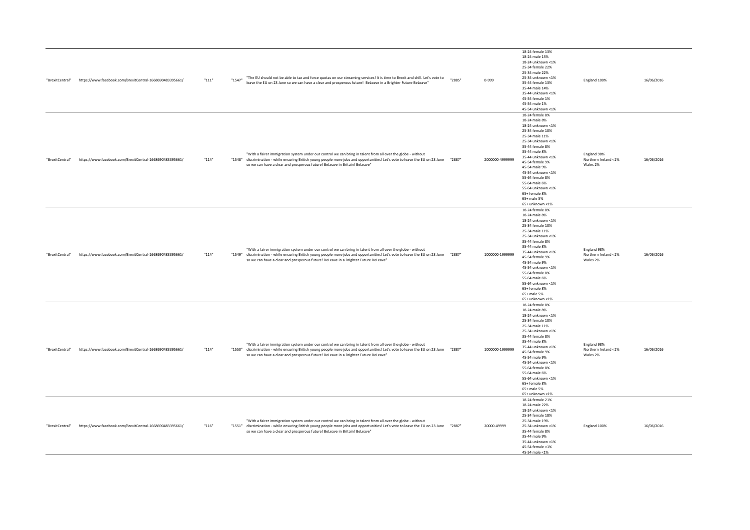| | | | | | | | | | |
|---|---|---|---|---|---|---|---|---|---|
| "BrexitCentral" | https://www.facebook.com/BrexitCentral-1668690483395661/ | "111" | "1547" | "The EU should not be able to tax and force quotas on our streaming services! It is time to Brexit and chill. Let's vote to leave the EU on 23 June so we can have a clear and prosperous future! BeLeave in a Brighter Future BeLeave" | "2885" | 0-999 | 18-24 female 13%<br>18-24 male 13%<br>18-24 unknown <1%<br>25-34 female 22%<br>25-34 male 22%<br>25-34 unknown <1%<br>35-44 female 13%<br>35-44 male 14%<br>35-44 unknown <1%<br>45-54 female 1%<br>45-54 male 1%<br>45-54 unknown <1% | England 100% | 16/06/2016 |
| "BrexitCentral" | https://www.facebook.com/BrexitCentral-1668690483395661/ | "114" | "1548" | "With a fairer immigration system under our control we can bring in talent from all over the globe - without discrimination - while ensuring British young people more jobs and opportunities! Let's vote to leave the EU on 23 June so we can have a clear and prosperous future! BeLeave in Britain! BeLeave" | "2887" | 2000000-4999999 | 18-24 female 8%<br>18-24 male 8%<br>18-24 unknown <1%<br>25-34 female 10%<br>25-34 male 11%<br>25-34 unknown <1%<br>35-44 female 8%<br>35-44 male 8%<br>35-44 unknown <1%<br>45-54 female 9%<br>45-54 male 9%<br>45-54 unknown <1%<br>55-64 female 8%<br>55-64 male 6%<br>55-64 unknown <1%<br>65+ female 8%<br>65+ male 5%<br>65+ unknown <1% | England 98%<br>Northern Ireland <1%<br>Wales 2% | 16/06/2016 |
| "BrexitCentral" | https://www.facebook.com/BrexitCentral-1668690483395661/ | "114" | "1549" | "With a fairer immigration system under our control we can bring in talent from all over the globe - without discrimination - while ensuring British young people more jobs and opportunities! Let's vote to leave the EU on 23 June so we can have a clear and prosperous future! BeLeave in a Brighter Future BeLeave" | "2887" | 1000000-1999999 | 18-24 female 8%<br>18-24 male 8%<br>18-24 unknown <1%<br>25-34 female 10%<br>25-34 male 11%<br>25-34 unknown <1%<br>35-44 female 8%<br>35-44 male 8%<br>35-44 unknown <1%<br>45-54 female 9%<br>45-54 male 9%<br>45-54 unknown <1%<br>55-64 female 8%<br>55-64 male 6%<br>55-64 unknown <1%<br>65+ female 8%<br>65+ male 5%<br>65+ unknown <1% | England 98%<br>Northern Ireland <1%<br>Wales 2% | 16/06/2016 |
| "BrexitCentral" | https://www.facebook.com/BrexitCentral-1668690483395661/ | "114" | "1550" | "With a fairer immigration system under our control we can bring in talent from all over the globe - without discrimination - while ensuring British young people more jobs and opportunities! Let's vote to leave the EU on 23 June so we can have a clear and prosperous future! BeLeave in a Brighter Future BeLeave" | "2887" | 1000000-1999999 | 18-24 female 8%<br>18-24 male 8%<br>18-24 unknown <1%<br>25-34 female 10%<br>25-34 male 11%<br>25-34 unknown <1%<br>35-44 female 8%<br>35-44 male 8%<br>35-44 unknown <1%<br>45-54 female 9%<br>45-54 male 9%<br>45-54 unknown <1%<br>55-64 female 8%<br>55-64 male 6%<br>55-64 unknown <1%<br>65+ female 8%<br>65+ male 5%<br>65+ unknown <1% | England 98%<br>Northern Ireland <1%<br>Wales 2% | 16/06/2016 |
| "BrexitCentral" | https://www.facebook.com/BrexitCentral-1668690483395661/ | "116" | "1551" | "With a fairer immigration system under our control we can bring in talent from all over the globe - without discrimination - while ensuring British young people more jobs and opportunities! Let's vote to leave the EU on 23 June so we can have a clear and prosperous future! BeLeave in Britain! BeLeave" | "2887" | 20000-49999 | 18-24 female 21%<br>18-24 male 22%<br>18-24 unknown <1%<br>25-34 female 18%<br>25-34 male 19%<br>25-34 unknown <1%<br>35-44 female 8%<br>35-44 male 9%<br>35-44 unknown <1%<br>45-54 female <1%<br>45-54 male <1% | England 100% | 16/06/2016 |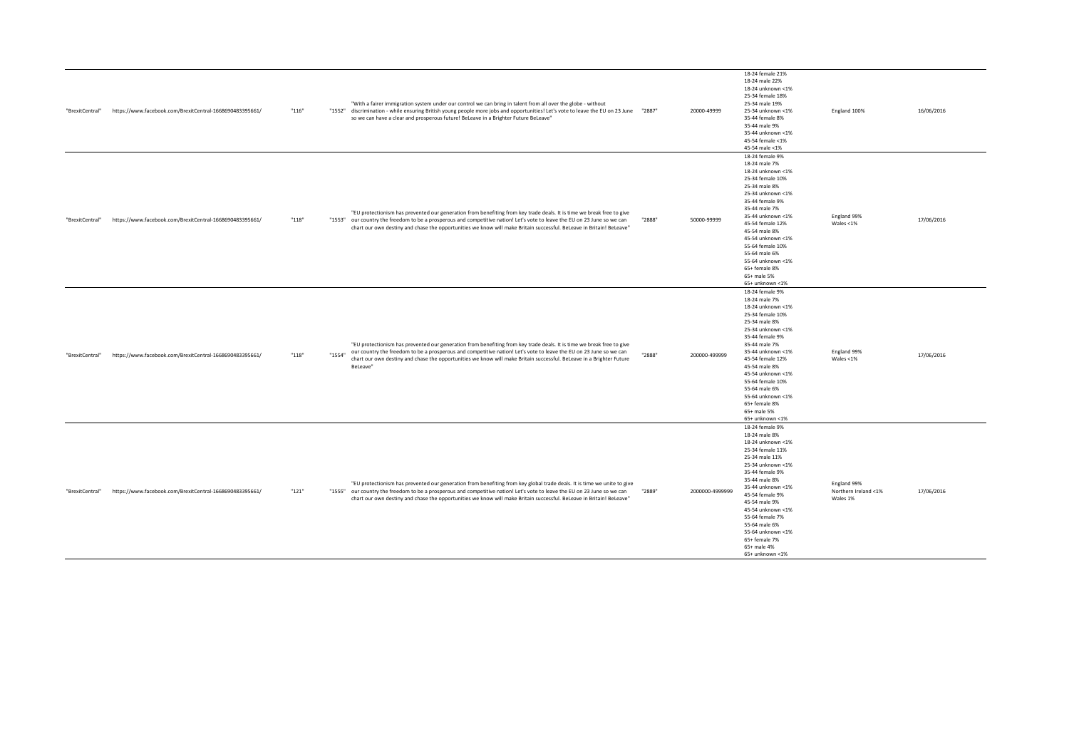| | | | | | | | | | |
|---|---|---|---|---|---|---|---|---|---|
| "BrexitCentral" | https://www.facebook.com/BrexitCentral-1668690483395661/ | "116" | "1552" | "With a fairer immigration system under our control we can bring in talent from all over the globe - without discrimination - while ensuring British young people more jobs and opportunities! Let's vote to leave the EU on 23 June so we can have a clear and prosperous future! BeLeave in a Brighter Future BeLeave" | "2887" | 20000-49999 | 18-24 female 21%<br>18-24 male 22%<br>18-24 unknown <1%<br>25-34 female 18%<br>25-34 male 19%<br>25-34 unknown <1%<br>35-44 female 8%<br>35-44 male 9%<br>35-44 unknown <1%<br>45-54 female <1%<br>45-54 male <1% | England 100% | 16/06/2016 |
| "BrexitCentral" | https://www.facebook.com/BrexitCentral-1668690483395661/ | "118" | "1553" | "EU protectionism has prevented our generation from benefiting from key trade deals. It is time we break free to give our country the freedom to be a prosperous and competitive nation! Let's vote to leave the EU on 23 June so we can chart our own destiny and chase the opportunities we know will make Britain successful. BeLeave in Britain! BeLeave" | "2888" | 50000-99999 | 18-24 female 9%<br>18-24 male 7%<br>18-24 unknown <1%<br>25-34 female 10%<br>25-34 male 8%<br>25-34 unknown <1%<br>35-44 female 9%<br>35-44 male 7%<br>35-44 unknown <1%<br>45-54 female 12%<br>45-54 male 8%<br>45-54 unknown <1%<br>55-64 female 10%<br>55-64 male 6%<br>55-64 unknown <1%<br>65+ female 8%<br>65+ male 5%<br>65+ unknown <1% | England 99%<br>Wales <1% | 17/06/2016 |
| "BrexitCentral" | https://www.facebook.com/BrexitCentral-1668690483395661/ | "118" | "1554" | "EU protectionism has prevented our generation from benefiting from key trade deals. It is time we break free to give our country the freedom to be a prosperous and competitive nation! Let's vote to leave the EU on 23 June so we can chart our own destiny and chase the opportunities we know will make Britain successful. BeLeave in a Brighter Future BeLeave" | "2888" | 200000-499999 | 18-24 female 9%<br>18-24 male 7%<br>18-24 unknown <1%<br>25-34 female 10%<br>25-34 male 8%<br>25-34 unknown <1%<br>35-44 female 9%<br>35-44 male 7%<br>35-44 unknown <1%<br>45-54 female 12%<br>45-54 male 8%<br>45-54 unknown <1%<br>55-64 female 10%<br>55-64 male 6%<br>55-64 unknown <1%<br>65+ female 8%<br>65+ male 5%<br>65+ unknown <1% | England 99%<br>Wales <1% | 17/06/2016 |
| "BrexitCentral" | https://www.facebook.com/BrexitCentral-1668690483395661/ | "121" | "1555" | "EU protectionism has prevented our generation from benefiting from key global trade deals. It is time we unite to give our country the freedom to be a prosperous and competitive nation! Let's vote to leave the EU on 23 June so we can chart our own destiny and chase the opportunities we know will make Britain successful. BeLeave in Britain! BeLeave" | "2889" | 2000000-4999999 | 18-24 female 9%<br>18-24 male 8%<br>18-24 unknown <1%<br>25-34 female 11%<br>25-34 male 11%<br>25-34 unknown <1%<br>35-44 female 9%<br>35-44 male 8%<br>35-44 unknown <1%<br>45-54 female 9%<br>45-54 male 9%<br>45-54 unknown <1%<br>55-64 female 7%<br>55-64 male 6%<br>55-64 unknown <1%<br>65+ female 7%<br>65+ male 4%<br>65+ unknown <1% | England 99%<br>Northern Ireland <1%<br>Wales 1% | 17/06/2016 |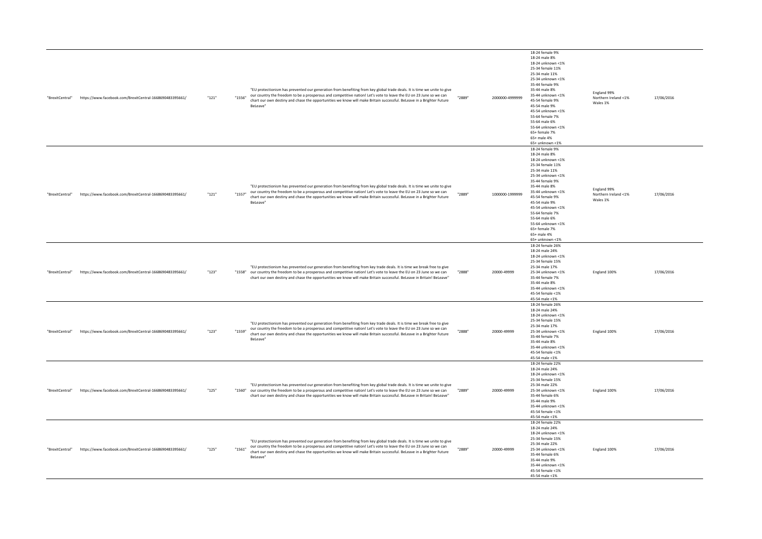| | | | | | | | | | |
|---|---|---|---|---|---|---|---|---|---|
| "BrexitCentral" | https://www.facebook.com/BrexitCentral-1668690483395661/ | "121" | "1556" | "EU protectionism has prevented our generation from benefiting from key global trade deals. It is time we unite to give our country the freedom to be a prosperous and competitive nation! Let's vote to leave the EU on 23 June so we can chart our own destiny and chase the opportunities we know will make Britain successful. BeLeave in a Brighter Future BeLeave" | "2889" | 2000000-4999999 | 18-24 female 9%<br>18-24 male 8%<br>18-24 unknown <1%<br>25-34 female 11%<br>25-34 male 11%<br>25-34 unknown <1%<br>35-44 female 9%<br>35-44 male 8%<br>35-44 unknown <1%<br>45-54 female 9%<br>45-54 male 9%<br>45-54 unknown <1%<br>55-64 female 7%<br>55-64 male 6%<br>55-64 unknown <1%<br>65+ female 7%<br>65+ male 4%<br>65+ unknown <1% | England 99%<br>Northern Ireland <1%<br>Wales 1% | 17/06/2016 |
| "BrexitCentral" | https://www.facebook.com/BrexitCentral-1668690483395661/ | "121" | "1557" | "EU protectionism has prevented our generation from benefiting from key global trade deals. It is time we unite to give our country the freedom to be a prosperous and competitive nation! Let's vote to leave the EU on 23 June so we can chart our own destiny and chase the opportunities we know will make Britain successful. BeLeave in a Brighter Future BeLeave" | "2889" | 1000000-1999999 | 18-24 female 9%<br>18-24 male 8%<br>18-24 unknown <1%<br>25-34 female 11%<br>25-34 male 11%<br>25-34 unknown <1%<br>35-44 female 9%<br>35-44 male 8%<br>35-44 unknown <1%<br>45-54 female 9%<br>45-54 male 9%<br>45-54 unknown <1%<br>55-64 female 7%<br>55-64 male 6%<br>55-64 unknown <1%<br>65+ female 7%<br>65+ male 4%<br>65+ unknown <1% | England 99%<br>Northern Ireland <1%<br>Wales 1% | 17/06/2016 |
| "BrexitCentral" | https://www.facebook.com/BrexitCentral-1668690483395661/ | "123" | "1558" | "EU protectionism has prevented our generation from benefiting from key trade deals. It is time we break free to give our country the freedom to be a prosperous and competitive nation! Let's vote to leave the EU on 23 June so we can chart our own destiny and chase the opportunities we know will make Britain successful. BeLeave in Britain! BeLeave" | "2888" | 20000-49999 | 18-24 female 26%<br>18-24 male 24%<br>18-24 unknown <1%<br>25-34 female 15%<br>25-34 male 17%<br>25-34 unknown <1%<br>35-44 female 7%<br>35-44 male 8%<br>35-44 unknown <1%<br>45-54 female <1%<br>45-54 male <1% | England 100% | 17/06/2016 |
| "BrexitCentral" | https://www.facebook.com/BrexitCentral-1668690483395661/ | "123" | "1559" | "EU protectionism has prevented our generation from benefiting from key trade deals. It is time we break free to give our country the freedom to be a prosperous and competitive nation! Let's vote to leave the EU on 23 June so we can chart our own destiny and chase the opportunities we know will make Britain successful. BeLeave in a Brighter Future BeLeave" | "2888" | 20000-49999 | 18-24 female 26%<br>18-24 male 24%<br>18-24 unknown <1%<br>25-34 female 15%<br>25-34 male 17%<br>25-34 unknown <1%<br>35-44 female 7%<br>35-44 male 8%<br>35-44 unknown <1%<br>45-54 female <1%<br>45-54 male <1% | England 100% | 17/06/2016 |
| "BrexitCentral" | https://www.facebook.com/BrexitCentral-1668690483395661/ | "125" | "1560" | "EU protectionism has prevented our generation from benefiting from key global trade deals. It is time we unite to give our country the freedom to be a prosperous and competitive nation! Let's vote to leave the EU on 23 June so we can chart our own destiny and chase the opportunities we know will make Britain successful. BeLeave in Britain! BeLeave" | "2889" | 20000-49999 | 18-24 female 22%<br>18-24 male 24%<br>18-24 unknown <1%<br>25-34 female 15%<br>25-34 male 22%<br>25-34 unknown <1%<br>35-44 female 6%<br>35-44 male 9%<br>35-44 unknown <1%<br>45-54 female <1%<br>45-54 male <1% | England 100% | 17/06/2016 |
| "BrexitCentral" | https://www.facebook.com/BrexitCentral-1668690483395661/ | "125" | "1561" | "EU protectionism has prevented our generation from benefiting from key global trade deals. It is time we unite to give our country the freedom to be a prosperous and competitive nation! Let's vote to leave the EU on 23 June so we can chart our own destiny and chase the opportunities we know will make Britain successful. BeLeave in a Brighter Future BeLeave" | "2889" | 20000-49999 | 18-24 female 22%<br>18-24 male 24%<br>18-24 unknown <1%<br>25-34 female 15%<br>25-34 male 22%<br>25-34 unknown <1%<br>35-44 female 6%<br>35-44 male 9%<br>35-44 unknown <1%<br>45-54 female <1%<br>45-54 male <1% | England 100% | 17/06/2016 |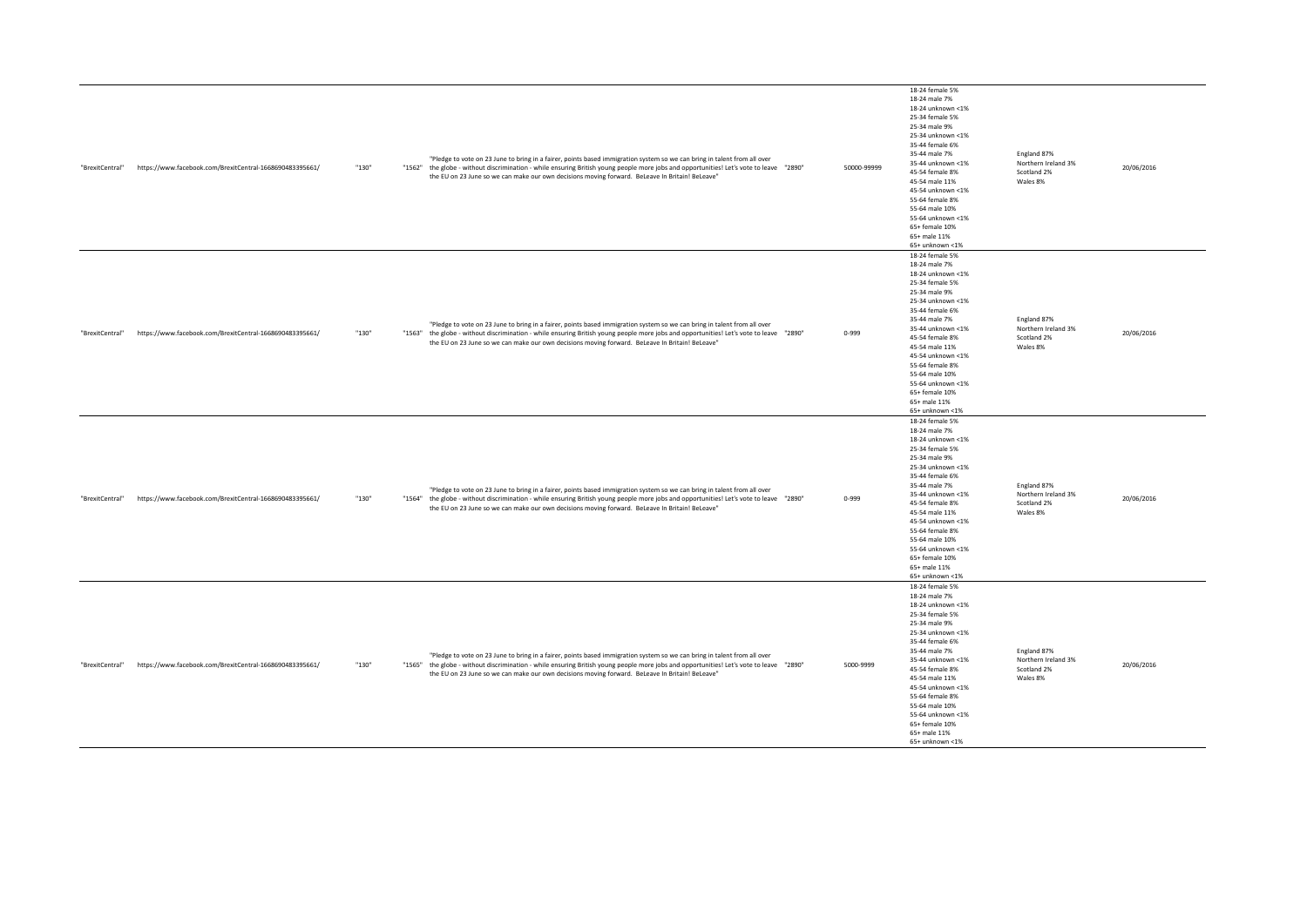| | | | | | | | | | |
|---|---|---|---|---|---|---|---|---|---|
| "BrexitCentral" | https://www.facebook.com/BrexitCentral-1668690483395661/ | "130" | "1562" | "Pledge to vote on 23 June to bring in a fairer, points based immigration system so we can bring in talent from all over the globe - without discrimination - while ensuring British young people more jobs and opportunities! Let's vote to leave the EU on 23 June so we can make our own decisions moving forward. BeLeave In Britain! BeLeave" | "2890" | 50000-99999 | 18-24 female 5%<br>18-24 male 7%<br>18-24 unknown <1%<br>25-34 female 5%<br>25-34 male 9%<br>25-34 unknown <1%<br>35-44 female 6%<br>35-44 male 7%<br>35-44 unknown <1%<br>45-54 female 8%<br>45-54 male 11%<br>45-54 unknown <1%<br>55-64 female 8%<br>55-64 male 10%<br>55-64 unknown <1%<br>65+ female 10%<br>65+ male 11%<br>65+ unknown <1% | England 87%<br>Northern Ireland 3%<br>Scotland 2%<br>Wales 8% | 20/06/2016 |
| "BrexitCentral" | https://www.facebook.com/BrexitCentral-1668690483395661/ | "130" | "1563" | "Pledge to vote on 23 June to bring in a fairer, points based immigration system so we can bring in talent from all over the globe - without discrimination - while ensuring British young people more jobs and opportunities! Let's vote to leave the EU on 23 June so we can make our own decisions moving forward. BeLeave In Britain! BeLeave" | "2890" | 0-999 | 18-24 female 5%<br>18-24 male 7%<br>18-24 unknown <1%<br>25-34 female 5%<br>25-34 male 9%<br>25-34 unknown <1%<br>35-44 female 6%<br>35-44 male 7%<br>35-44 unknown <1%<br>45-54 female 8%<br>45-54 male 11%<br>45-54 unknown <1%<br>55-64 female 8%<br>55-64 male 10%<br>55-64 unknown <1%<br>65+ female 10%<br>65+ male 11%<br>65+ unknown <1% | England 87%<br>Northern Ireland 3%<br>Scotland 2%<br>Wales 8% | 20/06/2016 |
| "BrexitCentral" | https://www.facebook.com/BrexitCentral-1668690483395661/ | "130" | "1564" | "Pledge to vote on 23 June to bring in a fairer, points based immigration system so we can bring in talent from all over the globe - without discrimination - while ensuring British young people more jobs and opportunities! Let's vote to leave the EU on 23 June so we can make our own decisions moving forward. BeLeave In Britain! BeLeave" | "2890" | 0-999 | 18-24 female 5%<br>18-24 male 7%<br>18-24 unknown <1%<br>25-34 female 5%<br>25-34 male 9%<br>25-34 unknown <1%<br>35-44 female 6%<br>35-44 male 7%<br>35-44 unknown <1%<br>45-54 female 8%<br>45-54 male 11%<br>45-54 unknown <1%<br>55-64 female 8%<br>55-64 male 10%<br>55-64 unknown <1%<br>65+ female 10%<br>65+ male 11%<br>65+ unknown <1% | England 87%<br>Northern Ireland 3%<br>Scotland 2%<br>Wales 8% | 20/06/2016 |
| "BrexitCentral" | https://www.facebook.com/BrexitCentral-1668690483395661/ | "130" | "1565" | "Pledge to vote on 23 June to bring in a fairer, points based immigration system so we can bring in talent from all over the globe - without discrimination - while ensuring British young people more jobs and opportunities! Let's vote to leave the EU on 23 June so we can make our own decisions moving forward. BeLeave In Britain! BeLeave" | "2890" | 5000-9999 | 18-24 female 5%<br>18-24 male 7%<br>18-24 unknown <1%<br>25-34 female 5%<br>25-34 male 9%<br>25-34 unknown <1%<br>35-44 female 6%<br>35-44 male 7%<br>35-44 unknown <1%<br>45-54 female 8%<br>45-54 male 11%<br>45-54 unknown <1%<br>55-64 female 8%<br>55-64 male 10%<br>55-64 unknown <1%<br>65+ female 10%<br>65+ male 11%<br>65+ unknown <1% | England 87%<br>Northern Ireland 3%<br>Scotland 2%<br>Wales 8% | 20/06/2016 |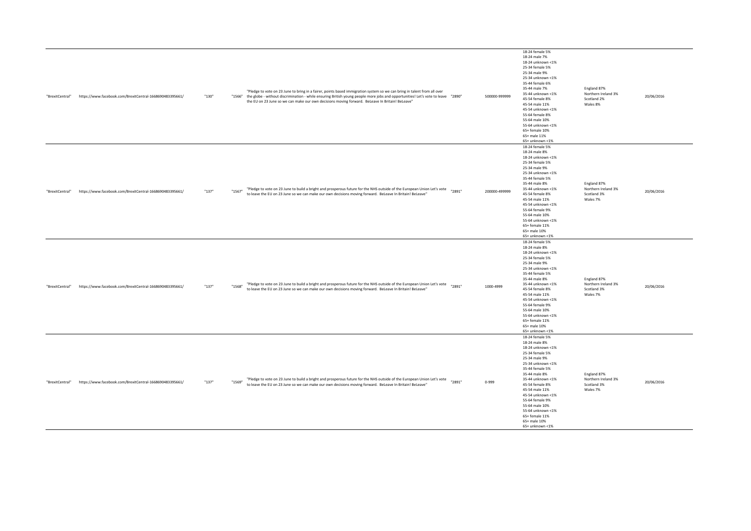| | | | | | | | | | |
|---|---|---|---|---|---|---|---|---|---|
| "BrexitCentral" | https://www.facebook.com/BrexitCentral-1668690483395661/ | "130" | "1566" | "Pledge to vote on 23 June to bring in a fairer, points based immigration system so we can bring in talent from all over the globe - without discrimination - while ensuring British young people more jobs and opportunities! Let's vote to leave the EU on 23 June so we can make our own decisions moving forward. BeLeave In Britain! BeLeave" | "2890" | 500000-999999 | 18-24 female 5%<br>18-24 male 7%<br>18-24 unknown <1%<br>25-34 female 5%<br>25-34 male 9%<br>25-34 unknown <1%<br>35-44 female 6%<br>35-44 male 7%<br>35-44 unknown <1%<br>45-54 female 8%<br>45-54 male 11%<br>45-54 unknown <1%<br>55-64 female 8%<br>55-64 male 10%<br>55-64 unknown <1%<br>65+ female 10%<br>65+ male 11%<br>65+ unknown <1% | England 87%<br>Northern Ireland 3%<br>Scotland 2%<br>Wales 8% | 20/06/2016 |
| "BrexitCentral" | https://www.facebook.com/BrexitCentral-1668690483395661/ | "137" | "1567" | "Pledge to vote on 23 June to build a bright and prosperous future for the NHS outside of the European Union Let's vote to leave the EU on 23 June so we can make our own decisions moving forward. BeLeave In Britain! BeLeave" | "2891" | 200000-499999 | 18-24 female 5%<br>18-24 male 8%<br>18-24 unknown <1%<br>25-34 female 5%<br>25-34 male 9%<br>25-34 unknown <1%<br>35-44 female 5%<br>35-44 male 8%<br>35-44 unknown <1%<br>45-54 female 8%<br>45-54 male 11%<br>45-54 unknown <1%<br>55-64 female 9%<br>55-64 male 10%<br>55-64 unknown <1%<br>65+ female 11%<br>65+ male 10%<br>65+ unknown <1% | England 87%<br>Northern Ireland 3%<br>Scotland 3%<br>Wales 7% | 20/06/2016 |
| "BrexitCentral" | https://www.facebook.com/BrexitCentral-1668690483395661/ | "137" | "1568" | "Pledge to vote on 23 June to build a bright and prosperous future for the NHS outside of the European Union Let's vote to leave the EU on 23 June so we can make our own decisions moving forward. BeLeave In Britain! BeLeave" | "2891" | 1000-4999 | 18-24 female 5%<br>18-24 male 8%<br>18-24 unknown <1%<br>25-34 female 5%<br>25-34 male 9%<br>25-34 unknown <1%<br>35-44 female 5%<br>35-44 male 8%<br>35-44 unknown <1%<br>45-54 female 8%<br>45-54 male 11%<br>45-54 unknown <1%<br>55-64 female 9%<br>55-64 male 10%<br>55-64 unknown <1%<br>65+ female 11%<br>65+ male 10%<br>65+ unknown <1% | England 87%<br>Northern Ireland 3%<br>Scotland 3%<br>Wales 7% | 20/06/2016 |
| "BrexitCentral" | https://www.facebook.com/BrexitCentral-1668690483395661/ | "137" | "1569" | "Pledge to vote on 23 June to build a bright and prosperous future for the NHS outside of the European Union Let's vote to leave the EU on 23 June so we can make our own decisions moving forward. BeLeave In Britain! BeLeave" | "2891" | 0-999 | 18-24 female 5%<br>18-24 male 8%<br>18-24 unknown <1%<br>25-34 female 5%<br>25-34 male 9%<br>25-34 unknown <1%<br>35-44 female 5%<br>35-44 male 8%<br>35-44 unknown <1%<br>45-54 female 8%<br>45-54 male 11%<br>45-54 unknown <1%<br>55-64 female 9%<br>55-64 male 10%<br>55-64 unknown <1%<br>65+ female 11%<br>65+ male 10%<br>65+ unknown <1% | England 87%<br>Northern Ireland 3%<br>Scotland 3%<br>Wales 7% | 20/06/2016 |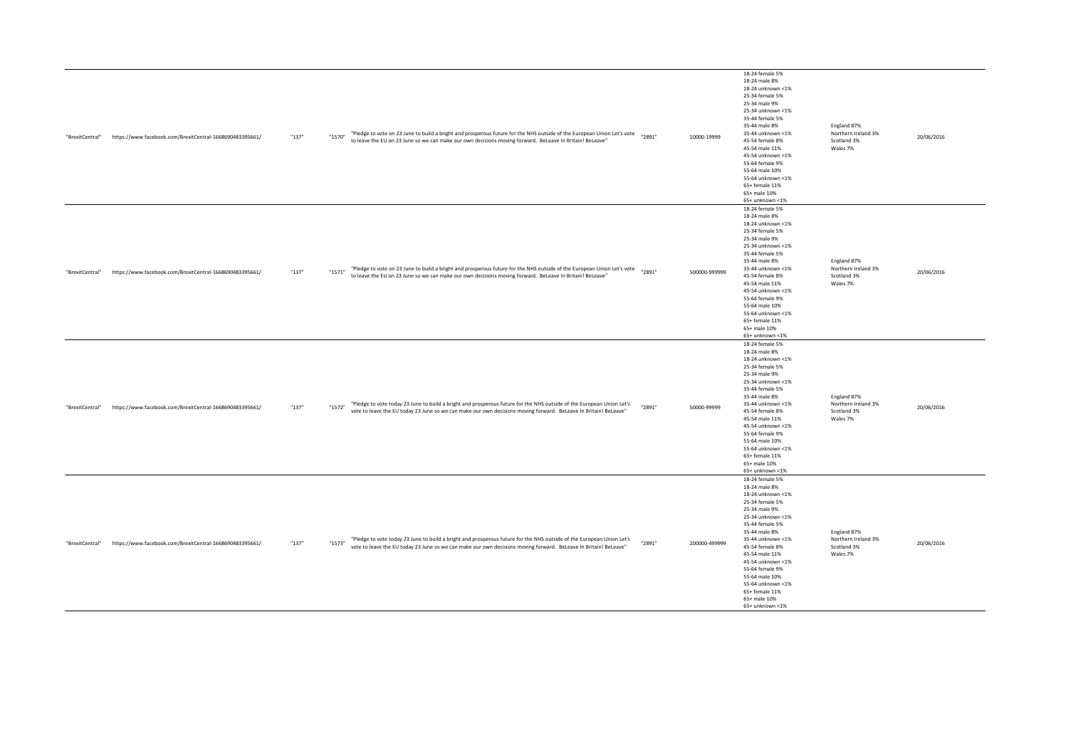| | | | | | | | | | |
|---|---|---|---|---|---|---|---|---|---|
| "BrexitCentral" | https://www.facebook.com/BrexitCentral-1668690483395661/ | "137" | "1570" | "Pledge to vote on 23 June to build a bright and prosperous future for the NHS outside of the European Union Let's vote to leave the EU on 23 June so we can make our own decisions moving forward. BeLeave In Britain! BeLeave" | "2891" | 10000-19999 | 18-24 female 5%<br>18-24 male 8%<br>18-24 unknown <1%<br>25-34 female 5%<br>25-34 male 9%<br>25-34 unknown <1%<br>35-44 female 5%<br>35-44 male 8%<br>35-44 unknown <1%<br>45-54 female 8%<br>45-54 male 11%<br>45-54 unknown <1%<br>55-64 female 9%<br>55-64 male 10%<br>55-64 unknown <1%<br>65+ female 11%<br>65+ male 10%<br>65+ unknown <1% | England 87%<br>Northern Ireland 3%<br>Scotland 3%<br>Wales 7% | 20/06/2016 |
| "BrexitCentral" | https://www.facebook.com/BrexitCentral-1668690483395661/ | "137" | "1571" | "Pledge to vote on 23 June to build a bright and prosperous future for the NHS outside of the European Union Let's vote to leave the EU on 23 June so we can make our own decisions moving forward. BeLeave In Britain! BeLeave" | "2891" | 500000-999999 | 18-24 female 5%<br>18-24 male 8%<br>18-24 unknown <1%<br>25-34 female 5%<br>25-34 male 9%<br>25-34 unknown <1%<br>35-44 female 5%<br>35-44 male 8%<br>35-44 unknown <1%<br>45-54 female 8%<br>45-54 male 11%<br>45-54 unknown <1%<br>55-64 female 9%<br>55-64 male 10%<br>55-64 unknown <1%<br>65+ female 11%<br>65+ male 10%<br>65+ unknown <1% | England 87%<br>Northern Ireland 3%<br>Scotland 3%<br>Wales 7% | 20/06/2016 |
| "BrexitCentral" | https://www.facebook.com/BrexitCentral-1668690483395661/ | "137" | "1572" | "Pledge to vote today 23 June to build a bright and prosperous future for the NHS outside of the European Union Let's vote to leave the EU today 23 June so we can make our own decisions moving forward. BeLeave In Britain! BeLeave" | "2891" | 50000-99999 | 18-24 female 5%<br>18-24 male 8%<br>18-24 unknown <1%<br>25-34 female 5%<br>25-34 male 9%<br>25-34 unknown <1%<br>35-44 female 5%<br>35-44 male 8%<br>35-44 unknown <1%<br>45-54 female 8%<br>45-54 male 11%<br>45-54 unknown <1%<br>55-64 female 9%<br>55-64 male 10%<br>55-64 unknown <1%<br>65+ female 11%<br>65+ male 10%<br>65+ unknown <1% | England 87%<br>Northern Ireland 3%<br>Scotland 3%<br>Wales 7% | 20/06/2016 |
| "BrexitCentral" | https://www.facebook.com/BrexitCentral-1668690483395661/ | "137" | "1573" | "Pledge to vote today 23 June to build a bright and prosperous future for the NHS outside of the European Union Let's vote to leave the EU today 23 June so we can make our own decisions moving forward. BeLeave In Britain! BeLeave" | "2891" | 200000-499999 | 18-24 female 5%<br>18-24 male 8%<br>18-24 unknown <1%<br>25-34 female 5%<br>25-34 male 9%<br>25-34 unknown <1%<br>35-44 female 5%<br>35-44 male 8%<br>35-44 unknown <1%<br>45-54 female 8%<br>45-54 male 11%<br>45-54 unknown <1%<br>55-64 female 9%<br>55-64 male 10%<br>55-64 unknown <1%<br>65+ female 11%<br>65+ male 10%<br>65+ unknown <1% | England 87%<br>Northern Ireland 3%<br>Scotland 3%<br>Wales 7% | 20/06/2016 |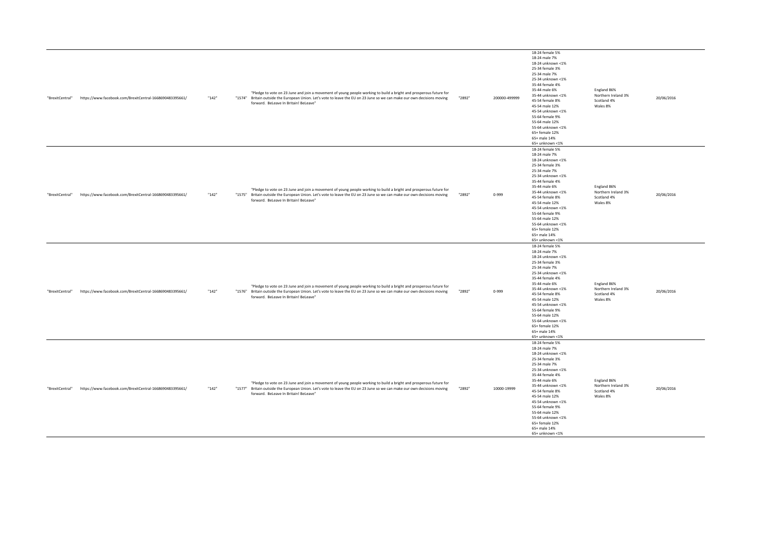| | | | | | | | | | |
|---|---|---|---|---|---|---|---|---|---|
| "BrexitCentral" | https://www.facebook.com/BrexitCentral-1668690483395661/ | "142" | "1574" | "Pledge to vote on 23 June and join a movement of young people working to build a bright and prosperous future for Britain outside the European Union. Let's vote to leave the EU on 23 June so we can make our own decisions moving forward. BeLeave In Britain! BeLeave" | "2892" | 200000-499999 | 18-24 female 5%<br>18-24 male 7%<br>18-24 unknown <1%<br>25-34 female 3%<br>25-34 male 7%<br>25-34 unknown <1%<br>35-44 female 4%<br>35-44 male 6%<br>35-44 unknown <1%<br>45-54 female 8%<br>45-54 male 12%<br>45-54 unknown <1%<br>55-64 female 9%<br>55-64 male 12%<br>55-64 unknown <1%<br>65+ female 12%<br>65+ male 14%<br>65+ unknown <1% | England 86%<br>Northern Ireland 3%<br>Scotland 4%<br>Wales 8% | 20/06/2016 |
| "BrexitCentral" | https://www.facebook.com/BrexitCentral-1668690483395661/ | "142" | "1575" | "Pledge to vote on 23 June and join a movement of young people working to build a bright and prosperous future for Britain outside the European Union. Let's vote to leave the EU on 23 June so we can make our own decisions moving forward. BeLeave In Britain! BeLeave" | "2892" | 0-999 | 18-24 female 5%<br>18-24 male 7%<br>18-24 unknown <1%<br>25-34 female 3%<br>25-34 male 7%<br>25-34 unknown <1%<br>35-44 female 4%<br>35-44 male 6%<br>35-44 unknown <1%<br>45-54 female 8%<br>45-54 male 12%<br>45-54 unknown <1%<br>55-64 female 9%<br>55-64 male 12%<br>55-64 unknown <1%<br>65+ female 12%<br>65+ male 14%<br>65+ unknown <1% | England 86%<br>Northern Ireland 3%<br>Scotland 4%<br>Wales 8% | 20/06/2016 |
| "BrexitCentral" | https://www.facebook.com/BrexitCentral-1668690483395661/ | "142" | "1576" | "Pledge to vote on 23 June and join a movement of young people working to build a bright and prosperous future for Britain outside the European Union. Let's vote to leave the EU on 23 June so we can make our own decisions moving forward. BeLeave In Britain! BeLeave" | "2892" | 0-999 | 18-24 female 5%<br>18-24 male 7%<br>18-24 unknown <1%<br>25-34 female 3%<br>25-34 male 7%<br>25-34 unknown <1%<br>35-44 female 4%<br>35-44 male 6%<br>35-44 unknown <1%<br>45-54 female 8%<br>45-54 male 12%<br>45-54 unknown <1%<br>55-64 female 9%<br>55-64 male 12%<br>55-64 unknown <1%<br>65+ female 12%<br>65+ male 14%<br>65+ unknown <1% | England 86%<br>Northern Ireland 3%<br>Scotland 4%<br>Wales 8% | 20/06/2016 |
| "BrexitCentral" | https://www.facebook.com/BrexitCentral-1668690483395661/ | "142" | "1577" | "Pledge to vote on 23 June and join a movement of young people working to build a bright and prosperous future for Britain outside the European Union. Let's vote to leave the EU on 23 June so we can make our own decisions moving forward. BeLeave In Britain! BeLeave" | "2892" | 10000-19999 | 18-24 female 5%<br>18-24 male 7%<br>18-24 unknown <1%<br>25-34 female 3%<br>25-34 male 7%<br>25-34 unknown <1%<br>35-44 female 4%<br>35-44 male 6%<br>35-44 unknown <1%<br>45-54 female 8%<br>45-54 male 12%<br>45-54 unknown <1%<br>55-64 female 9%<br>55-64 male 12%<br>55-64 unknown <1%<br>65+ female 12%<br>65+ male 14%<br>65+ unknown <1% | England 86%<br>Northern Ireland 3%<br>Scotland 4%<br>Wales 8% | 20/06/2016 |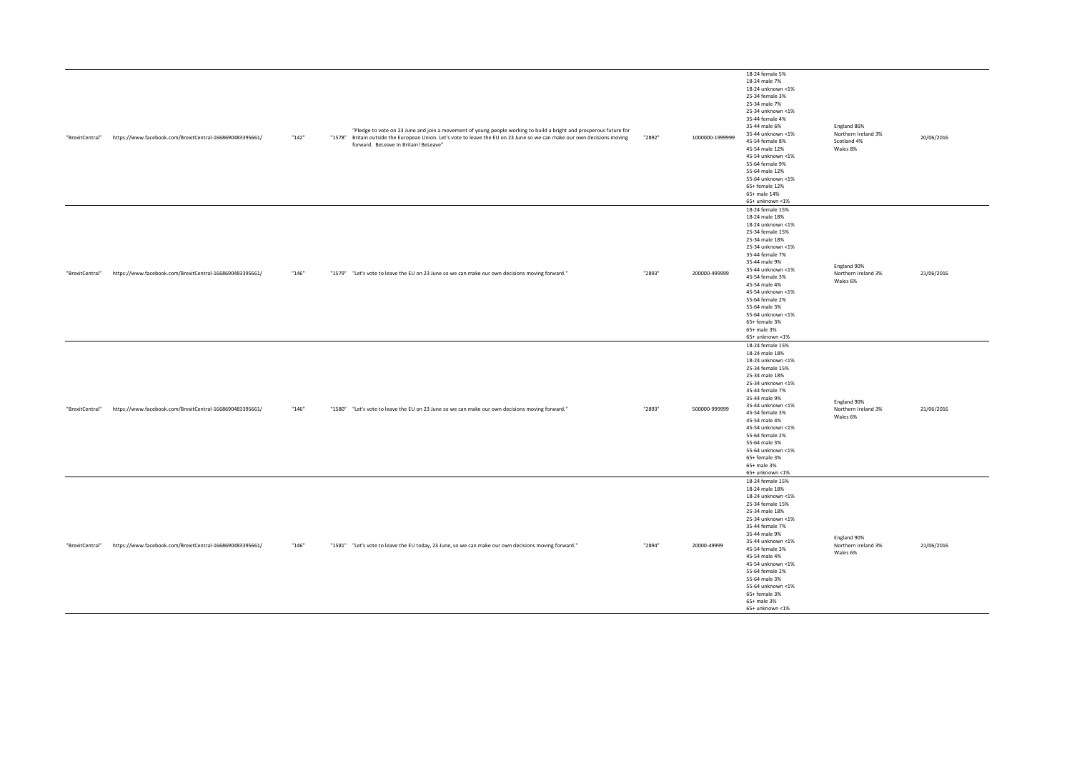| | | | | | | | | | |
|---|---|---|---|---|---|---|---|---|---|
| "BrexitCentral" | https://www.facebook.com/BrexitCentral-1668690483395661/ | "142" | "1578" | "Pledge to vote on 23 June and join a movement of young people working to build a bright and prosperous future for Britain outside the European Union. Let's vote to leave the EU on 23 June so we can make our own decisions moving forward. BeLeave In Britain! BeLeave" | "2892" | 1000000-1999999 | 18-24 female 5%<br>18-24 male 7%<br>18-24 unknown <1%<br>25-34 female 3%<br>25-34 male 7%<br>25-34 unknown <1%<br>35-44 female 4%<br>35-44 male 6%<br>35-44 unknown <1%<br>45-54 female 8%<br>45-54 male 12%<br>45-54 unknown <1%<br>55-64 female 9%<br>55-64 male 12%<br>55-64 unknown <1%<br>65+ female 12%<br>65+ male 14%<br>65+ unknown <1% | England 86%<br>Northern Ireland 3%<br>Scotland 4%<br>Wales 8% | 20/06/2016 |
| "BrexitCentral" | https://www.facebook.com/BrexitCentral-1668690483395661/ | "146" | "1579" | "Let's vote to leave the EU on 23 June so we can make our own decisions moving forward." | "2893" | 200000-499999 | 18-24 female 15%<br>18-24 male 18%<br>18-24 unknown <1%<br>25-34 female 15%<br>25-34 male 18%<br>25-34 unknown <1%<br>35-44 female 7%<br>35-44 male 9%<br>35-44 unknown <1%<br>45-54 female 3%<br>45-54 male 4%<br>45-54 unknown <1%<br>55-64 female 2%<br>55-64 male 3%<br>55-64 unknown <1%<br>65+ female 3%<br>65+ male 3%<br>65+ unknown <1% | England 90%<br>Northern Ireland 3%<br>Wales 6% | 21/06/2016 |
| "BrexitCentral" | https://www.facebook.com/BrexitCentral-1668690483395661/ | "146" | "1580" | "Let's vote to leave the EU on 23 June so we can make our own decisions moving forward." | "2893" | 500000-999999 | 18-24 female 15%<br>18-24 male 18%<br>18-24 unknown <1%<br>25-34 female 15%<br>25-34 male 18%<br>25-34 unknown <1%<br>35-44 female 7%<br>35-44 male 9%<br>35-44 unknown <1%<br>45-54 female 3%<br>45-54 male 4%<br>45-54 unknown <1%<br>55-64 female 2%<br>55-64 male 3%<br>55-64 unknown <1%<br>65+ female 3%<br>65+ male 3%<br>65+ unknown <1% | England 90%<br>Northern Ireland 3%<br>Wales 6% | 21/06/2016 |
| "BrexitCentral" | https://www.facebook.com/BrexitCentral-1668690483395661/ | "146" | "1581" | "Let's vote to leave the EU today, 23 June, so we can make our own decisions moving forward." | "2894" | 20000-49999 | 18-24 female 15%<br>18-24 male 18%<br>18-24 unknown <1%<br>25-34 female 15%<br>25-34 male 18%<br>25-34 unknown <1%<br>35-44 female 7%<br>35-44 male 9%<br>35-44 unknown <1%<br>45-54 female 3%<br>45-54 male 4%<br>45-54 unknown <1%<br>55-64 female 2%<br>55-64 male 3%<br>55-64 unknown <1%<br>65+ female 3%<br>65+ male 3%<br>65+ unknown <1% | England 90%<br>Northern Ireland 3%<br>Wales 6% | 21/06/2016 |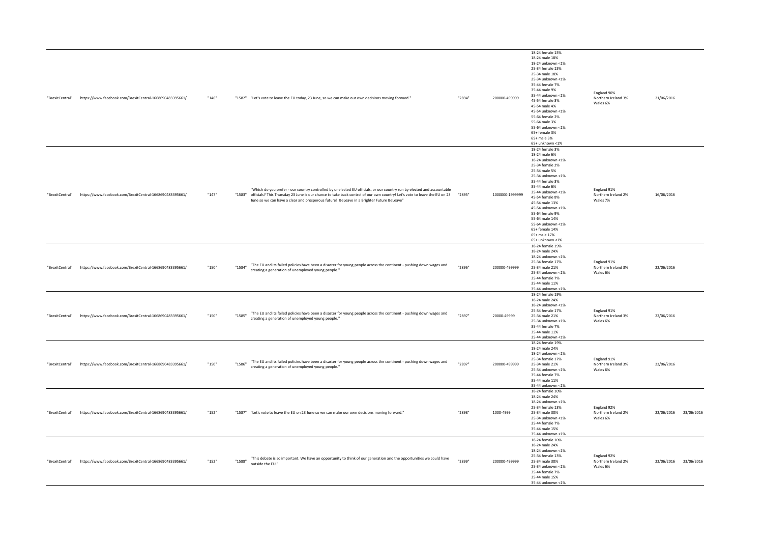| | | | | | | | | | | |
|---|---|---|---|---|---|---|---|---|---|---|
| "BrexitCentral" | https://www.facebook.com/BrexitCentral-1668690483395661/ | "146" | "1582" | "Let's vote to leave the EU today, 23 June, so we can make our own decisions moving forward." | "2894" | 200000-499999 | 18-24 female 15%<br>18-24 male 18%<br>18-24 unknown <1%<br>25-34 female 15%<br>25-34 male 18%<br>25-34 unknown <1%<br>35-44 female 7%<br>35-44 male 9%<br>35-44 unknown <1%<br>45-54 female 3%<br>45-54 male 4%<br>45-54 unknown <1%<br>55-64 female 2%<br>55-64 male 3%<br>55-64 unknown <1%<br>65+ female 3%<br>65+ male 3%<br>65+ unknown <1% | England 90%<br>Northern Ireland 3%<br>Wales 6% | 21/06/2016 | |
| "BrexitCentral" | https://www.facebook.com/BrexitCentral-1668690483395661/ | "147" | "1583" | "Which do you prefer - our country controlled by unelected EU officials, or our country run by elected and accountable officials? This Thursday 23 June is our chance to take back control of our own country! Let's vote to leave the EU on 23 June so we can have a clear and prosperous future! BeLeave in a Brighter Future BeLeave" | "2895" | 1000000-1999999 | 18-24 female 3%<br>18-24 male 6%<br>18-24 unknown <1%<br>25-34 female 2%<br>25-34 male 5%<br>25-34 unknown <1%<br>35-44 female 3%<br>35-44 male 6%<br>35-44 unknown <1%<br>45-54 female 8%<br>45-54 male 13%<br>45-54 unknown <1%<br>55-64 female 9%<br>55-64 male 14%<br>55-64 unknown <1%<br>65+ female 14%<br>65+ male 17%<br>65+ unknown <1% | England 91%<br>Northern Ireland 2%<br>Wales 7% | 16/06/2016 | |
| "BrexitCentral" | https://www.facebook.com/BrexitCentral-1668690483395661/ | "150" | "1584" | "The EU and its failed policies have been a disaster for young people across the continent - pushing down wages and creating a generation of unemployed young people." | "2896" | 200000-499999 | 18-24 female 19%<br>18-24 male 24%<br>18-24 unknown <1%<br>25-34 female 17%<br>25-34 male 21%<br>25-34 unknown <1%<br>35-44 female 7%<br>35-44 male 11%<br>35-44 unknown <1% | England 91%<br>Northern Ireland 3%<br>Wales 6% | 22/06/2016 | |
| "BrexitCentral" | https://www.facebook.com/BrexitCentral-1668690483395661/ | "150" | "1585" | "The EU and its failed policies have been a disaster for young people across the continent - pushing down wages and creating a generation of unemployed young people." | "2897" | 20000-49999 | 18-24 female 19%<br>18-24 male 24%<br>18-24 unknown <1%<br>25-34 female 17%<br>25-34 male 21%<br>25-34 unknown <1%<br>35-44 female 7%<br>35-44 male 11%<br>35-44 unknown <1% | England 91%<br>Northern Ireland 3%<br>Wales 6% | 22/06/2016 | |
| "BrexitCentral" | https://www.facebook.com/BrexitCentral-1668690483395661/ | "150" | "1586" | "The EU and its failed policies have been a disaster for young people across the continent - pushing down wages and creating a generation of unemployed young people." | "2897" | 200000-499999 | 18-24 female 19%<br>18-24 male 24%<br>18-24 unknown <1%<br>25-34 female 17%<br>25-34 male 21%<br>25-34 unknown <1%<br>35-44 female 7%<br>35-44 male 11%<br>35-44 unknown <1% | England 91%<br>Northern Ireland 3%<br>Wales 6% | 22/06/2016 | |
| "BrexitCentral" | https://www.facebook.com/BrexitCentral-1668690483395661/ | "152" | "1587" | "Let's vote to leave the EU on 23 June so we can make our own decisions moving forward." | "2898" | 1000-4999 | 18-24 female 10%<br>18-24 male 24%<br>18-24 unknown <1%<br>25-34 female 13%<br>25-34 male 30%<br>25-34 unknown <1%<br>35-44 female 7%<br>35-44 male 15%<br>35-44 unknown <1% | England 92%<br>Northern Ireland 2%<br>Wales 6% | 22/06/2016 | 23/06/2016 |
| "BrexitCentral" | https://www.facebook.com/BrexitCentral-1668690483395661/ | "152" | "1588" | "This debate is so important. We have an opportunity to think of our generation and the opportunities we could have outside the EU." | "2899" | 200000-499999 | 18-24 female 10%<br>18-24 male 24%<br>18-24 unknown <1%<br>25-34 female 13%<br>25-34 male 30%<br>25-34 unknown <1%<br>35-44 female 7%<br>35-44 male 15%<br>35-44 unknown <1% | England 92%<br>Northern Ireland 2%<br>Wales 6% | 22/06/2016 | 23/06/2016 |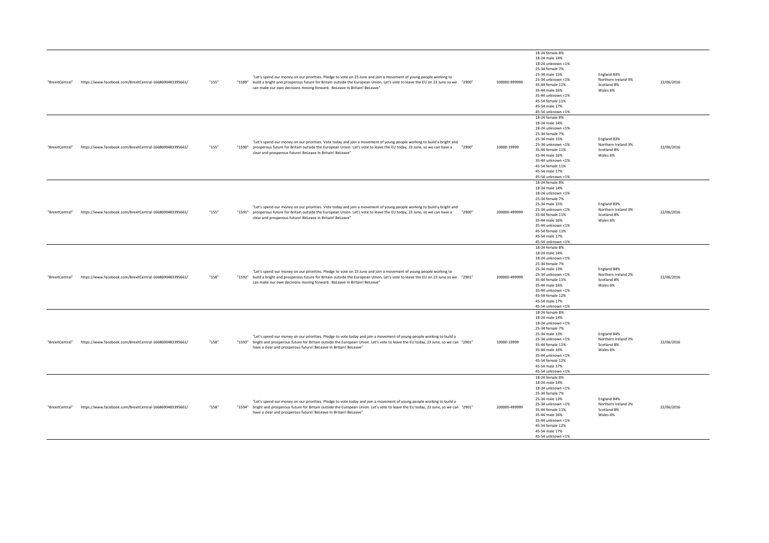| | | | | | | | | | |
|---|---|---|---|---|---|---|---|---|---|
| "BrexitCentral" | https://www.facebook.com/BrexitCentral-1668690483395661/ | "155" | "1589" | "Let's spend our money on our priorities. Pledge to vote on 23 June and join a movement of young people working to build a bright and prosperous future for Britain outside the European Union. Let's vote to leave the EU on 23 June so we can make our own decisions moving forward. BeLeave In Britain! BeLeave" | "2900" | 500000-999999 | 18-24 female 8%<br>18-24 male 14%<br>18-24 unknown <1%<br>25-34 female 7%<br>25-34 male 15%<br>25-34 unknown <1%<br>35-44 female 11%<br>35-44 male 16%<br>35-44 unknown <1%<br>45-54 female 11%<br>45-54 male 17%<br>45-54 unknown <1% | England 83%<br>Northern Ireland 3%<br>Scotland 8%<br>Wales 6% | 22/06/2016 |
| "BrexitCentral" | https://www.facebook.com/BrexitCentral-1668690483395661/ | "155" | "1590" | "Let's spend our money on our priorities. Vote today and join a movement of young people working to build a bright and prosperous future for Britain outside the European Union. Let's vote to leave the EU today, 23 June, so we can have a clear and prosperous future! BeLeave In Britain! BeLeave" | "2900" | 10000-19999 | 18-24 female 8%<br>18-24 male 14%<br>18-24 unknown <1%<br>25-34 female 7%<br>25-34 male 15%<br>25-34 unknown <1%<br>35-44 female 11%<br>35-44 male 16%<br>35-44 unknown <1%<br>45-54 female 11%<br>45-54 male 17%<br>45-54 unknown <1% | England 83%<br>Northern Ireland 3%<br>Scotland 8%<br>Wales 6% | 22/06/2016 |
| "BrexitCentral" | https://www.facebook.com/BrexitCentral-1668690483395661/ | "155" | "1591" | "Let's spend our money on our priorities. Vote today and join a movement of young people working to build a bright and prosperous future for Britain outside the European Union. Let's vote to leave the EU today, 23 June, so we can have a clear and prosperous future! BeLeave In Britain! BeLeave" | "2900" | 200000-499999 | 18-24 female 8%<br>18-24 male 14%<br>18-24 unknown <1%<br>25-34 female 7%<br>25-34 male 15%<br>25-34 unknown <1%<br>35-44 female 11%<br>35-44 male 16%<br>35-44 unknown <1%<br>45-54 female 11%<br>45-54 male 17%<br>45-54 unknown <1% | England 83%<br>Northern Ireland 3%<br>Scotland 8%<br>Wales 6% | 22/06/2016 |
| "BrexitCentral" | https://www.facebook.com/BrexitCentral-1668690483395661/ | "158" | "1592" | "Let's spend our money on our priorities. Pledge to vote on 23 June and join a movement of young people working to build a bright and prosperous future for Britain outside the European Union. Let's vote to leave the EU on 23 June so we can make our own decisions moving forward. BeLeave In Britain! BeLeave" | "2901" | 200000-499999 | 18-24 female 8%<br>18-24 male 14%<br>18-24 unknown <1%<br>25-34 female 7%<br>25-34 male 13%<br>25-34 unknown <1%<br>35-44 female 11%<br>35-44 male 16%<br>35-44 unknown <1%<br>45-54 female 12%<br>45-54 male 17%<br>45-54 unknown <1% | England 84%<br>Northern Ireland 2%<br>Scotland 8%<br>Wales 6% | 22/06/2016 |
| "BrexitCentral" | https://www.facebook.com/BrexitCentral-1668690483395661/ | "158" | "1593" | "Let's spend our money on our priorities. Pledge to vote today and join a movement of young people working to build a bright and prosperous future for Britain outside the European Union. Let's vote to leave the EU today, 23 June, so we can have a clear and prosperous future! BeLeave In Britain! BeLeave" | "2901" | 10000-19999 | 18-24 female 8%<br>18-24 male 14%<br>18-24 unknown <1%<br>25-34 female 7%<br>25-34 male 13%<br>25-34 unknown <1%<br>35-44 female 11%<br>35-44 male 16%<br>35-44 unknown <1%<br>45-54 female 12%<br>45-54 male 17%<br>45-54 unknown <1% | England 84%<br>Northern Ireland 2%<br>Scotland 8%<br>Wales 6% | 22/06/2016 |
| "BrexitCentral" | https://www.facebook.com/BrexitCentral-1668690483395661/ | "158" | "1594" | "Let's spend our money on our priorities. Pledge to vote today and join a movement of young people working to build a bright and prosperous future for Britain outside the European Union. Let's vote to leave the EU today, 23 June, so we can have a clear and prosperous future! BeLeave In Britain! BeLeave" | "2901" | 200000-499999 | 18-24 female 8%<br>18-24 male 14%<br>18-24 unknown <1%<br>25-34 female 7%<br>25-34 male 13%<br>25-34 unknown <1%<br>35-44 female 11%<br>35-44 male 16%<br>35-44 unknown <1%<br>45-54 female 12%<br>45-54 male 17%<br>45-54 unknown <1% | England 84%<br>Northern Ireland 2%<br>Scotland 8%<br>Wales 6% | 22/06/2016 |